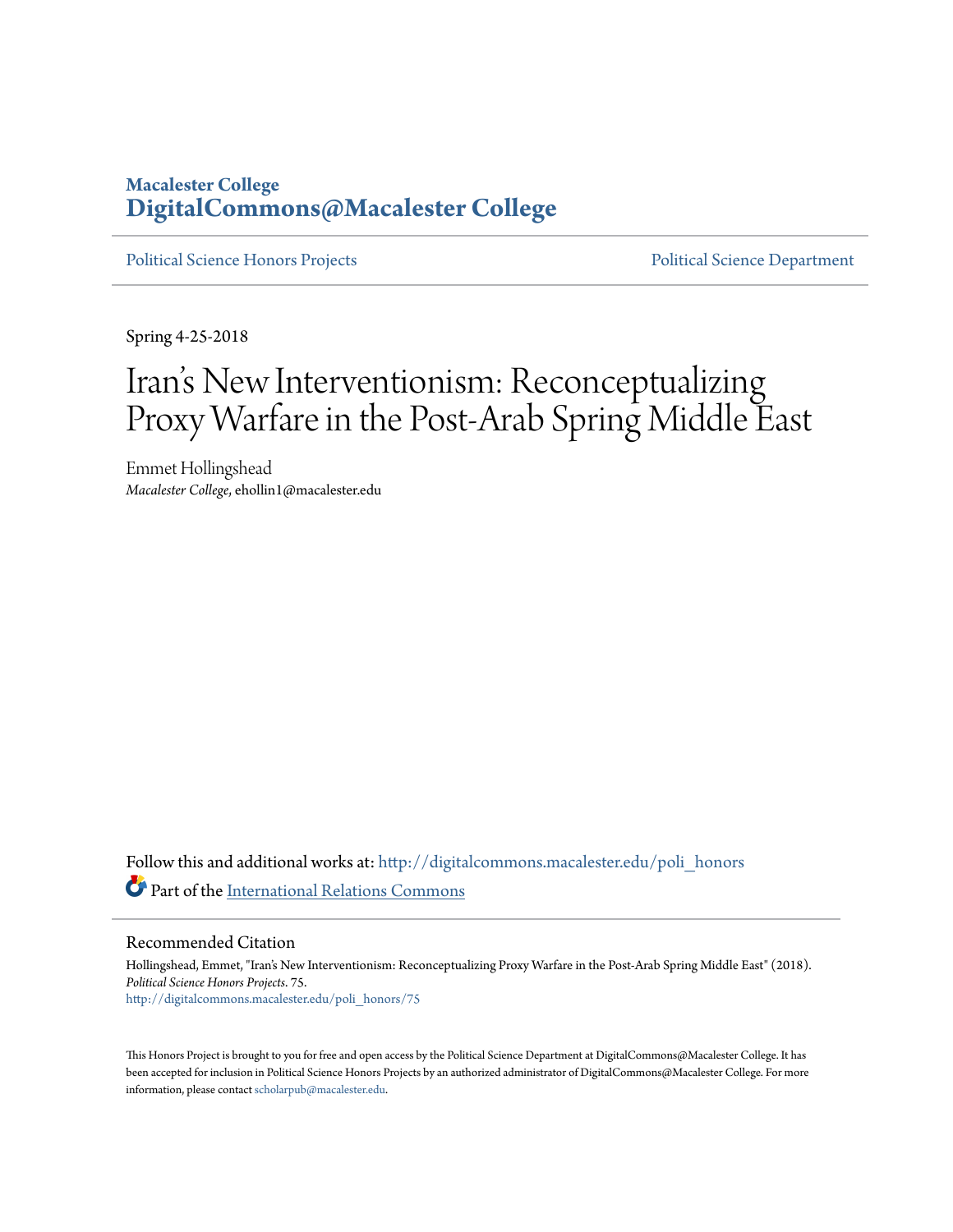**Macalester College**
**DigitalCommons@Macalester College**

Political Science Honors Projects | Political Science Department

Spring 4-25-2018

# Iran's New Interventionism: Reconceptualizing Proxy Warfare in the Post-Arab Spring Middle East

Emmet Hollingshead
*Macalester College*, ehollin1@macalester.edu

Follow this and additional works at: http://digitalcommons.macalester.edu/poli_honors

Part of the International Relations Commons

## Recommended Citation

Hollingshead, Emmet, "Iran's New Interventionism: Reconceptualizing Proxy Warfare in the Post-Arab Spring Middle East" (2018). *Political Science Honors Projects*. 75.
http://digitalcommons.macalester.edu/poli_honors/75

This Honors Project is brought to you for free and open access by the Political Science Department at DigitalCommons@Macalester College. It has been accepted for inclusion in Political Science Honors Projects by an authorized administrator of DigitalCommons@Macalester College. For more information, please contact scholarpub@macalester.edu.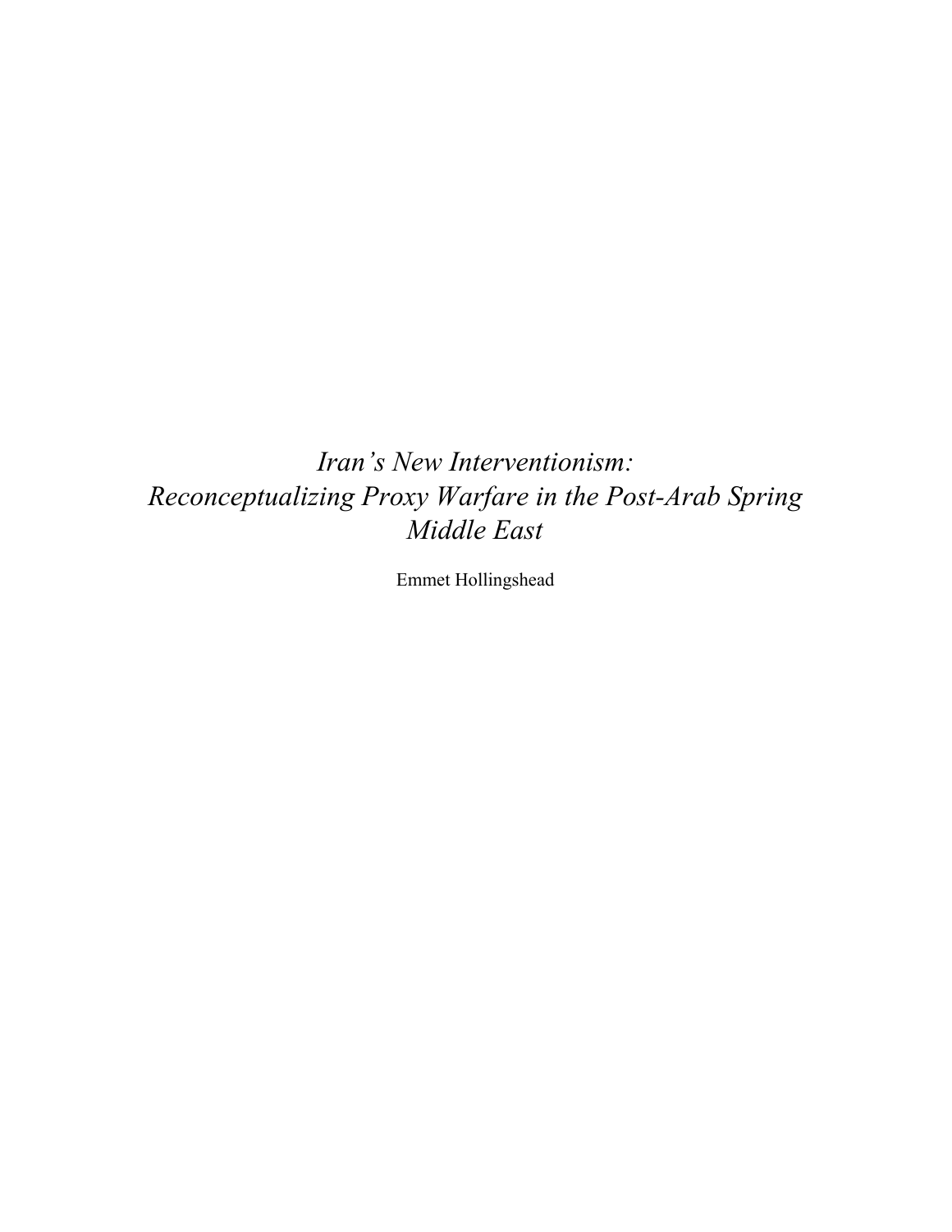# *Iran's New Interventionism: Reconceptualizing Proxy Warfare in the Post-Arab Spring Middle East*

Emmet Hollingshead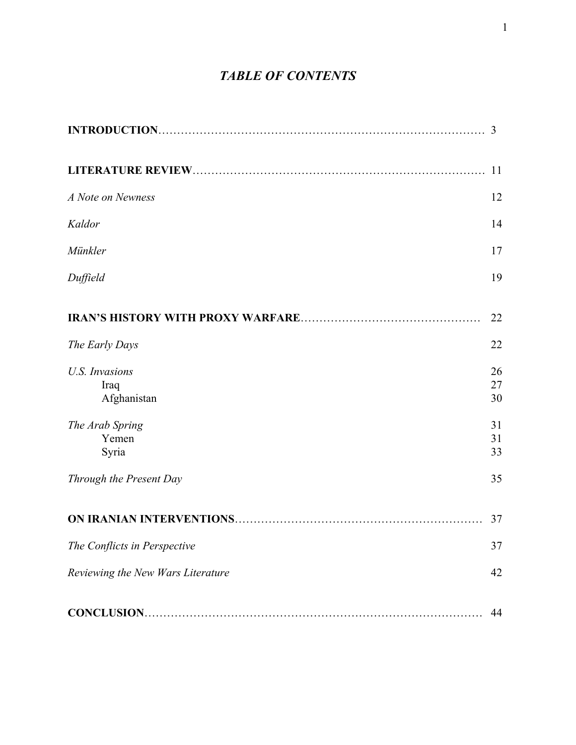# *TABLE OF CONTENTS*

**INTRODUCTION**………………………………………………………………………… 3

**LITERATURE REVIEW**………………………………………………………………… 11

*A Note on Newness* 12

*Kaldor* 14

*Münkler* 17

*Duffield* 19

**IRAN'S HISTORY WITH PROXY WARFARE**………………………………………… 22

*The Early Days* 22

*U.S. Invasions* 26
- Iraq 27
- Afghanistan 30

*The Arab Spring* 31
- Yemen 31
- Syria 33

*Through the Present Day* 35

**ON IRANIAN INTERVENTIONS**……………………………………………………… 37

*The Conflicts in Perspective* 37

*Reviewing the New Wars Literature* 42

**CONCLUSION**…………………………………………………………………………… 44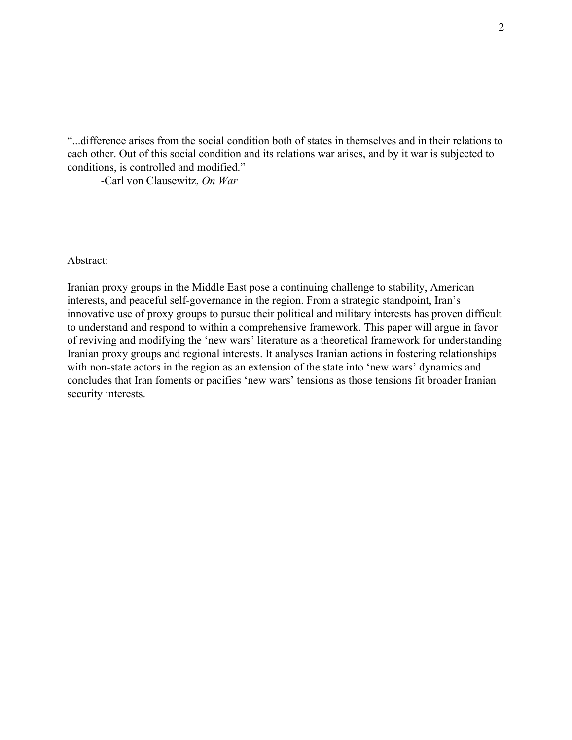"...difference arises from the social condition both of states in themselves and in their relations to each other. Out of this social condition and its relations war arises, and by it war is subjected to conditions, is controlled and modified."

-Carl von Clausewitz, *On War*

Abstract:

Iranian proxy groups in the Middle East pose a continuing challenge to stability, American interests, and peaceful self-governance in the region. From a strategic standpoint, Iran's innovative use of proxy groups to pursue their political and military interests has proven difficult to understand and respond to within a comprehensive framework. This paper will argue in favor of reviving and modifying the 'new wars' literature as a theoretical framework for understanding Iranian proxy groups and regional interests. It analyses Iranian actions in fostering relationships with non-state actors in the region as an extension of the state into 'new wars' dynamics and concludes that Iran foments or pacifies 'new wars' tensions as those tensions fit broader Iranian security interests.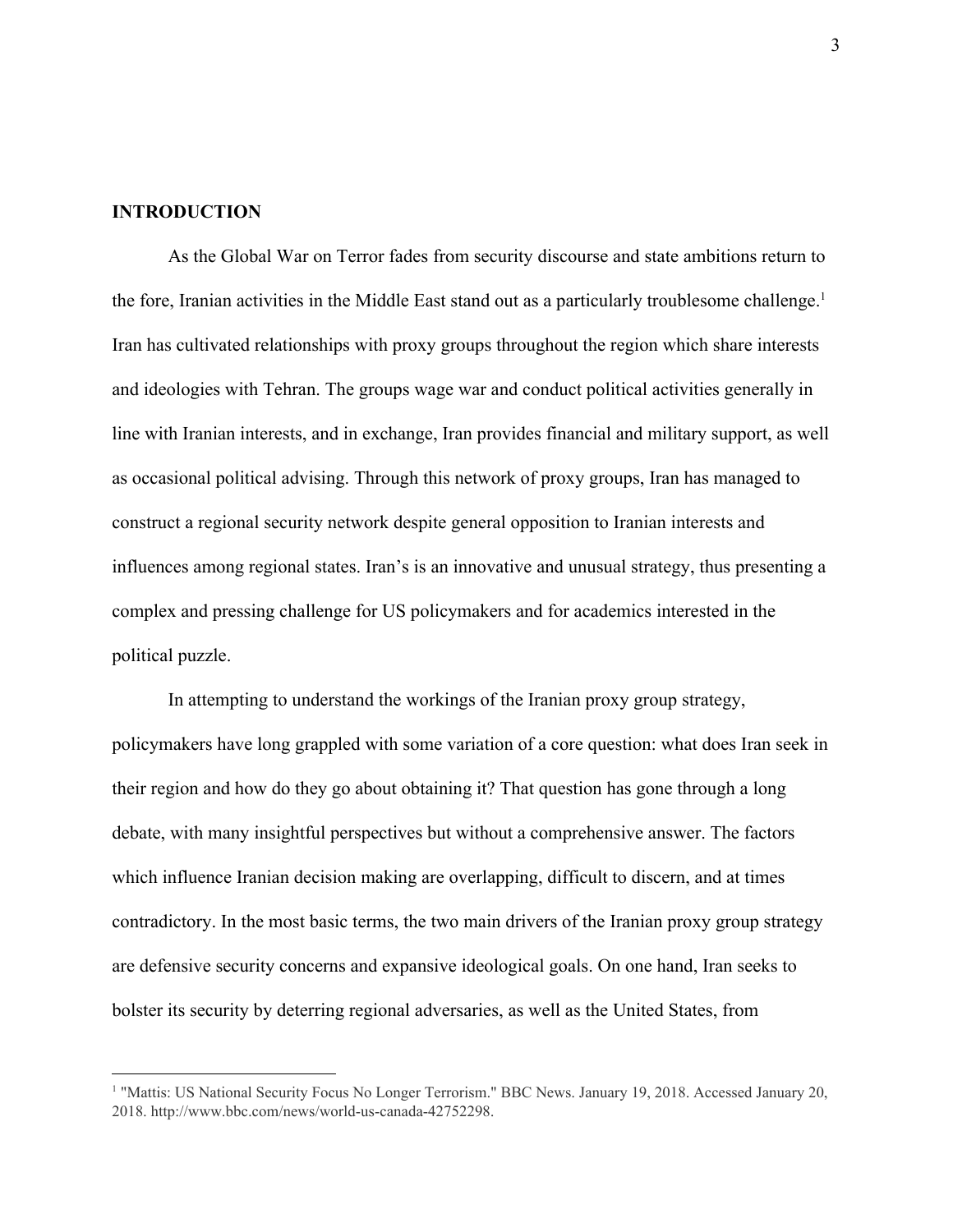## INTRODUCTION

As the Global War on Terror fades from security discourse and state ambitions return to the fore, Iranian activities in the Middle East stand out as a particularly troublesome challenge.[1] Iran has cultivated relationships with proxy groups throughout the region which share interests and ideologies with Tehran. The groups wage war and conduct political activities generally in line with Iranian interests, and in exchange, Iran provides financial and military support, as well as occasional political advising. Through this network of proxy groups, Iran has managed to construct a regional security network despite general opposition to Iranian interests and influences among regional states. Iran's is an innovative and unusual strategy, thus presenting a complex and pressing challenge for US policymakers and for academics interested in the political puzzle.

In attempting to understand the workings of the Iranian proxy group strategy, policymakers have long grappled with some variation of a core question: what does Iran seek in their region and how do they go about obtaining it? That question has gone through a long debate, with many insightful perspectives but without a comprehensive answer. The factors which influence Iranian decision making are overlapping, difficult to discern, and at times contradictory. In the most basic terms, the two main drivers of the Iranian proxy group strategy are defensive security concerns and expansive ideological goals. On one hand, Iran seeks to bolster its security by deterring regional adversaries, as well as the United States, from

---

[1] "Mattis: US National Security Focus No Longer Terrorism." BBC News. January 19, 2018. Accessed January 20, 2018. http://www.bbc.com/news/world-us-canada-42752298.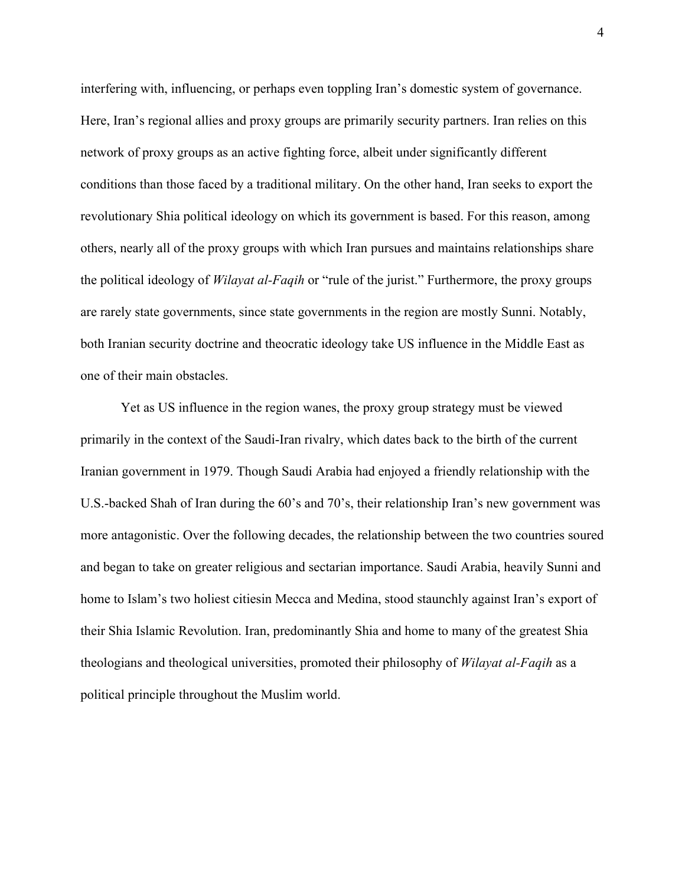interfering with, influencing, or perhaps even toppling Iran's domestic system of governance. Here, Iran's regional allies and proxy groups are primarily security partners. Iran relies on this network of proxy groups as an active fighting force, albeit under significantly different conditions than those faced by a traditional military. On the other hand, Iran seeks to export the revolutionary Shia political ideology on which its government is based. For this reason, among others, nearly all of the proxy groups with which Iran pursues and maintains relationships share the political ideology of *Wilayat al-Faqih* or "rule of the jurist." Furthermore, the proxy groups are rarely state governments, since state governments in the region are mostly Sunni. Notably, both Iranian security doctrine and theocratic ideology take US influence in the Middle East as one of their main obstacles.

Yet as US influence in the region wanes, the proxy group strategy must be viewed primarily in the context of the Saudi-Iran rivalry, which dates back to the birth of the current Iranian government in 1979. Though Saudi Arabia had enjoyed a friendly relationship with the U.S.-backed Shah of Iran during the 60's and 70's, their relationship Iran's new government was more antagonistic. Over the following decades, the relationship between the two countries soured and began to take on greater religious and sectarian importance. Saudi Arabia, heavily Sunni and home to Islam's two holiest citiesin Mecca and Medina, stood staunchly against Iran's export of their Shia Islamic Revolution. Iran, predominantly Shia and home to many of the greatest Shia theologians and theological universities, promoted their philosophy of *Wilayat al-Faqih* as a political principle throughout the Muslim world.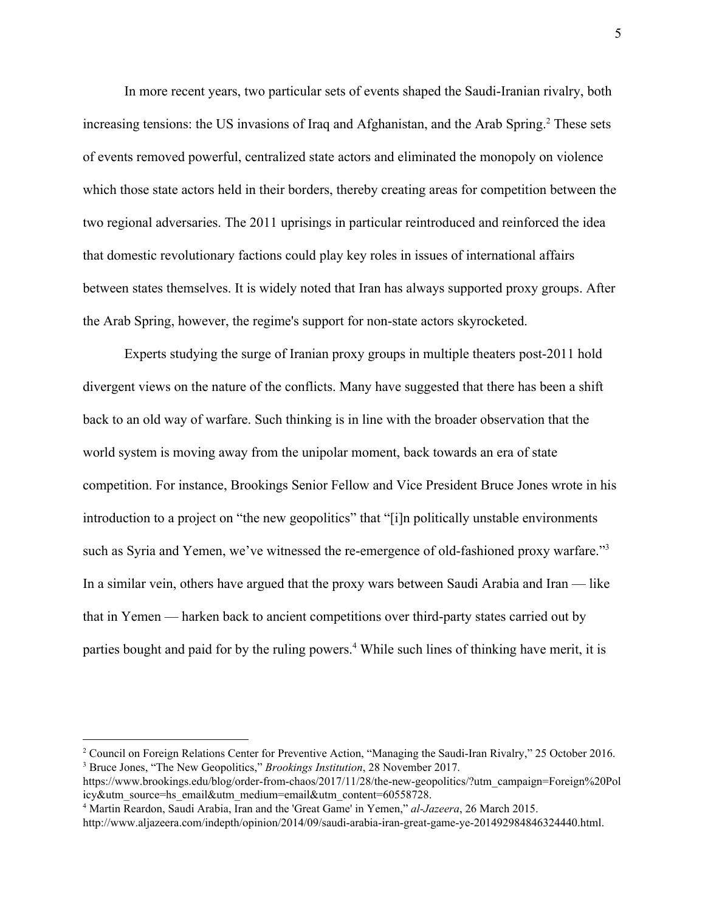In more recent years, two particular sets of events shaped the Saudi-Iranian rivalry, both increasing tensions: the US invasions of Iraq and Afghanistan, and the Arab Spring.[2] These sets of events removed powerful, centralized state actors and eliminated the monopoly on violence which those state actors held in their borders, thereby creating areas for competition between the two regional adversaries. The 2011 uprisings in particular reintroduced and reinforced the idea that domestic revolutionary factions could play key roles in issues of international affairs between states themselves. It is widely noted that Iran has always supported proxy groups. After the Arab Spring, however, the regime's support for non-state actors skyrocketed.

Experts studying the surge of Iranian proxy groups in multiple theaters post-2011 hold divergent views on the nature of the conflicts. Many have suggested that there has been a shift back to an old way of warfare. Such thinking is in line with the broader observation that the world system is moving away from the unipolar moment, back towards an era of state competition. For instance, Brookings Senior Fellow and Vice President Bruce Jones wrote in his introduction to a project on "the new geopolitics" that "[i]n politically unstable environments such as Syria and Yemen, we've witnessed the re-emergence of old-fashioned proxy warfare."[3] In a similar vein, others have argued that the proxy wars between Saudi Arabia and Iran — like that in Yemen — harken back to ancient competitions over third-party states carried out by parties bought and paid for by the ruling powers.[4] While such lines of thinking have merit, it is

---

[2] Council on Foreign Relations Center for Preventive Action, "Managing the Saudi-Iran Rivalry," 25 October 2016.

[3] Bruce Jones, "The New Geopolitics," *Brookings Institution*, 28 November 2017. https://www.brookings.edu/blog/order-from-chaos/2017/11/28/the-new-geopolitics/?utm_campaign=Foreign%20Policy&utm_source=hs_email&utm_medium=email&utm_content=60558728.

[4] Martin Reardon, Saudi Arabia, Iran and the 'Great Game' in Yemen," *al-Jazeera*, 26 March 2015. http://www.aljazeera.com/indepth/opinion/2014/09/saudi-arabia-iran-great-game-ye-201492984846324440.html.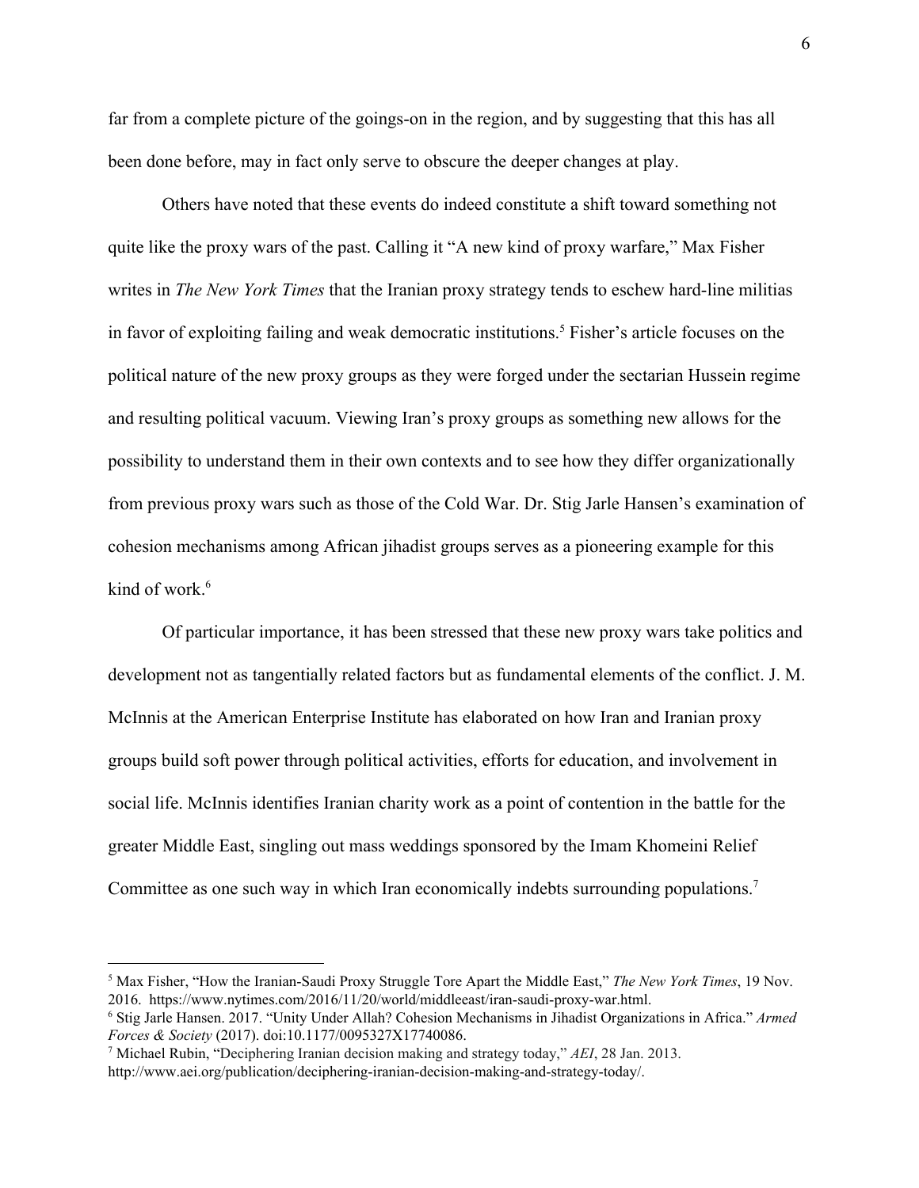far from a complete picture of the goings-on in the region, and by suggesting that this has all been done before, may in fact only serve to obscure the deeper changes at play.

Others have noted that these events do indeed constitute a shift toward something not quite like the proxy wars of the past. Calling it "A new kind of proxy warfare," Max Fisher writes in *The New York Times* that the Iranian proxy strategy tends to eschew hard-line militias in favor of exploiting failing and weak democratic institutions.[5] Fisher's article focuses on the political nature of the new proxy groups as they were forged under the sectarian Hussein regime and resulting political vacuum. Viewing Iran's proxy groups as something new allows for the possibility to understand them in their own contexts and to see how they differ organizationally from previous proxy wars such as those of the Cold War. Dr. Stig Jarle Hansen's examination of cohesion mechanisms among African jihadist groups serves as a pioneering example for this kind of work.[6]

Of particular importance, it has been stressed that these new proxy wars take politics and development not as tangentially related factors but as fundamental elements of the conflict. J. M. McInnis at the American Enterprise Institute has elaborated on how Iran and Iranian proxy groups build soft power through political activities, efforts for education, and involvement in social life. McInnis identifies Iranian charity work as a point of contention in the battle for the greater Middle East, singling out mass weddings sponsored by the Imam Khomeini Relief Committee as one such way in which Iran economically indebts surrounding populations.[7]

---

[5] Max Fisher, "How the Iranian-Saudi Proxy Struggle Tore Apart the Middle East," *The New York Times*, 19 Nov. 2016. https://www.nytimes.com/2016/11/20/world/middleeast/iran-saudi-proxy-war.html.

[6] Stig Jarle Hansen. 2017. "Unity Under Allah? Cohesion Mechanisms in Jihadist Organizations in Africa." *Armed Forces & Society* (2017). doi:10.1177/0095327X17740086.

[7] Michael Rubin, "Deciphering Iranian decision making and strategy today," *AEI*, 28 Jan. 2013. http://www.aei.org/publication/deciphering-iranian-decision-making-and-strategy-today/.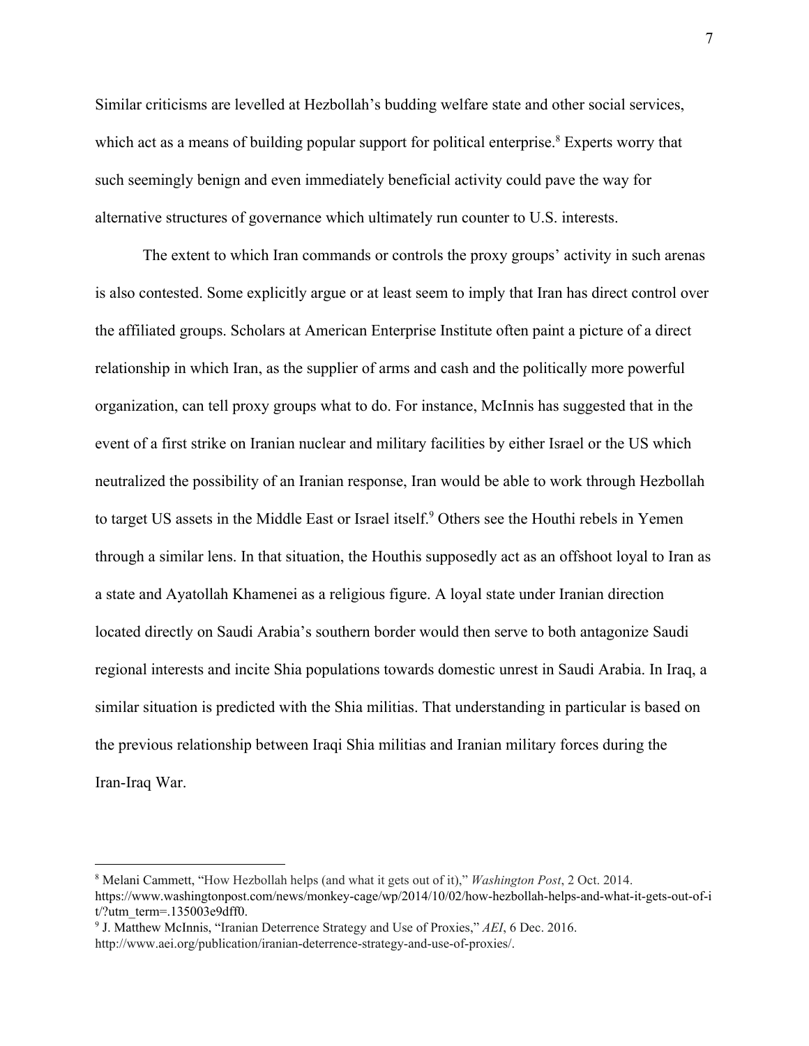Similar criticisms are levelled at Hezbollah's budding welfare state and other social services, which act as a means of building popular support for political enterprise.[8] Experts worry that such seemingly benign and even immediately beneficial activity could pave the way for alternative structures of governance which ultimately run counter to U.S. interests.

The extent to which Iran commands or controls the proxy groups' activity in such arenas is also contested. Some explicitly argue or at least seem to imply that Iran has direct control over the affiliated groups. Scholars at American Enterprise Institute often paint a picture of a direct relationship in which Iran, as the supplier of arms and cash and the politically more powerful organization, can tell proxy groups what to do. For instance, McInnis has suggested that in the event of a first strike on Iranian nuclear and military facilities by either Israel or the US which neutralized the possibility of an Iranian response, Iran would be able to work through Hezbollah to target US assets in the Middle East or Israel itself.[9] Others see the Houthi rebels in Yemen through a similar lens. In that situation, the Houthis supposedly act as an offshoot loyal to Iran as a state and Ayatollah Khamenei as a religious figure. A loyal state under Iranian direction located directly on Saudi Arabia's southern border would then serve to both antagonize Saudi regional interests and incite Shia populations towards domestic unrest in Saudi Arabia. In Iraq, a similar situation is predicted with the Shia militias. That understanding in particular is based on the previous relationship between Iraqi Shia militias and Iranian military forces during the Iran-Iraq War.

---

[8] Melani Cammett, "How Hezbollah helps (and what it gets out of it)," *Washington Post*, 2 Oct. 2014. https://www.washingtonpost.com/news/monkey-cage/wp/2014/10/02/how-hezbollah-helps-and-what-it-gets-out-of-it/?utm_term=.135003e9dff0.

[9] J. Matthew McInnis, "Iranian Deterrence Strategy and Use of Proxies," *AEI*, 6 Dec. 2016. http://www.aei.org/publication/iranian-deterrence-strategy-and-use-of-proxies/.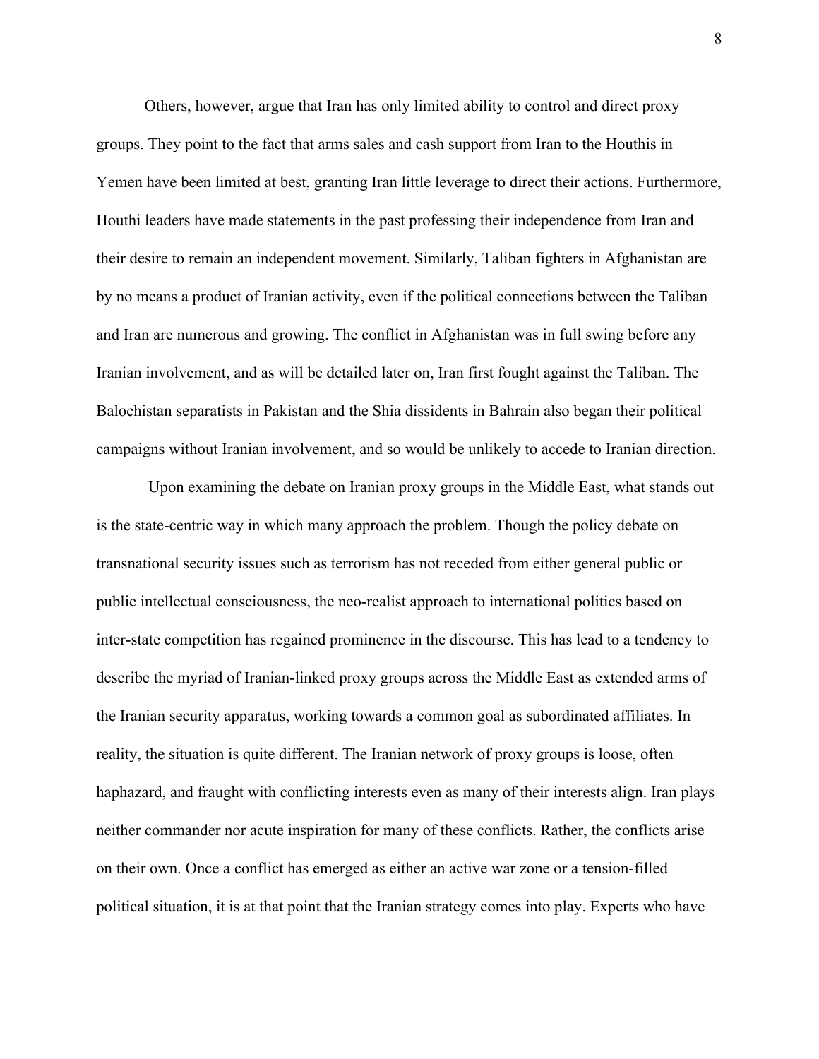Others, however, argue that Iran has only limited ability to control and direct proxy groups. They point to the fact that arms sales and cash support from Iran to the Houthis in Yemen have been limited at best, granting Iran little leverage to direct their actions. Furthermore, Houthi leaders have made statements in the past professing their independence from Iran and their desire to remain an independent movement. Similarly, Taliban fighters in Afghanistan are by no means a product of Iranian activity, even if the political connections between the Taliban and Iran are numerous and growing. The conflict in Afghanistan was in full swing before any Iranian involvement, and as will be detailed later on, Iran first fought against the Taliban. The Balochistan separatists in Pakistan and the Shia dissidents in Bahrain also began their political campaigns without Iranian involvement, and so would be unlikely to accede to Iranian direction.

Upon examining the debate on Iranian proxy groups in the Middle East, what stands out is the state-centric way in which many approach the problem. Though the policy debate on transnational security issues such as terrorism has not receded from either general public or public intellectual consciousness, the neo-realist approach to international politics based on inter-state competition has regained prominence in the discourse. This has lead to a tendency to describe the myriad of Iranian-linked proxy groups across the Middle East as extended arms of the Iranian security apparatus, working towards a common goal as subordinated affiliates. In reality, the situation is quite different. The Iranian network of proxy groups is loose, often haphazard, and fraught with conflicting interests even as many of their interests align. Iran plays neither commander nor acute inspiration for many of these conflicts. Rather, the conflicts arise on their own. Once a conflict has emerged as either an active war zone or a tension-filled political situation, it is at that point that the Iranian strategy comes into play. Experts who have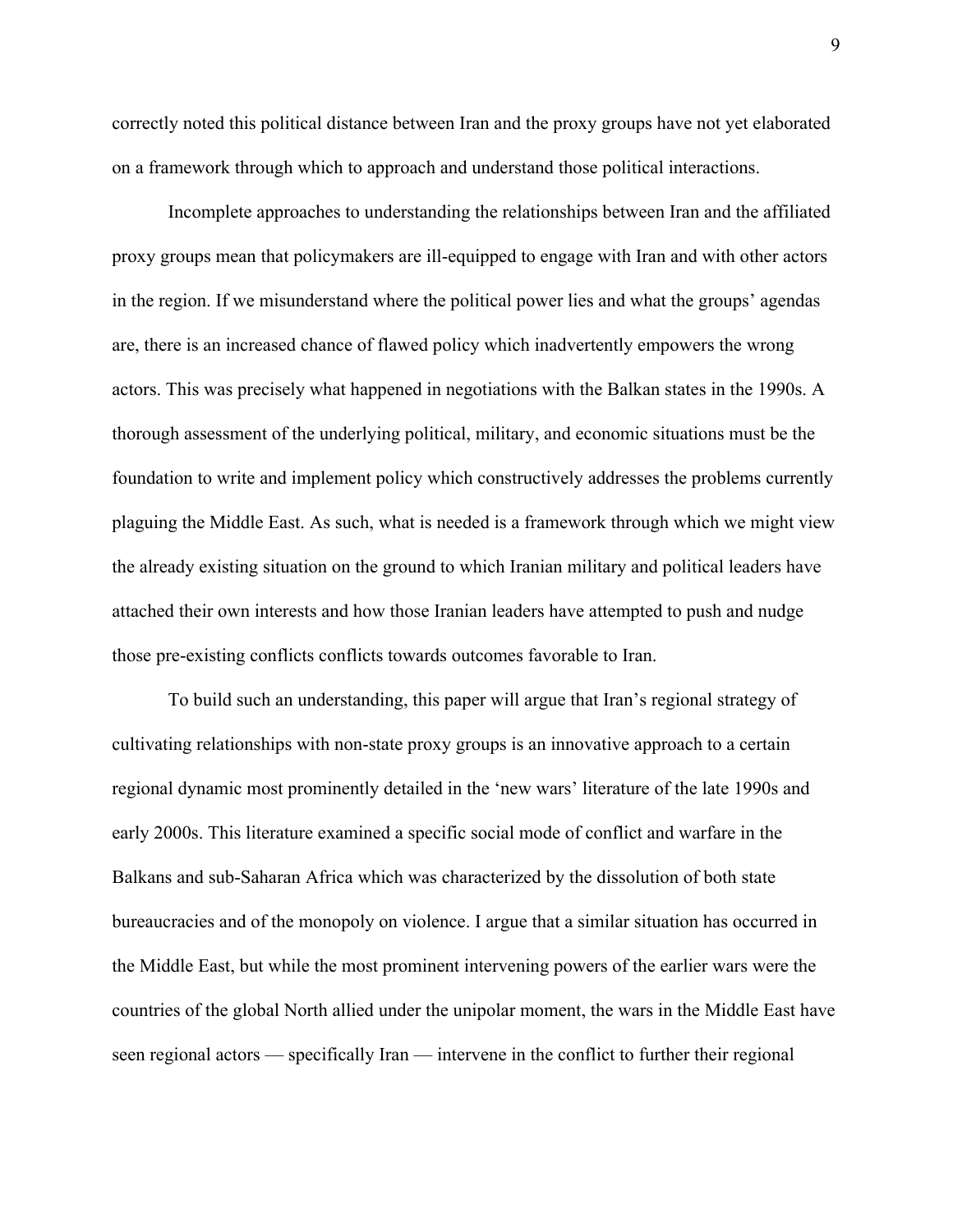correctly noted this political distance between Iran and the proxy groups have not yet elaborated on a framework through which to approach and understand those political interactions.

Incomplete approaches to understanding the relationships between Iran and the affiliated proxy groups mean that policymakers are ill-equipped to engage with Iran and with other actors in the region. If we misunderstand where the political power lies and what the groups' agendas are, there is an increased chance of flawed policy which inadvertently empowers the wrong actors. This was precisely what happened in negotiations with the Balkan states in the 1990s. A thorough assessment of the underlying political, military, and economic situations must be the foundation to write and implement policy which constructively addresses the problems currently plaguing the Middle East. As such, what is needed is a framework through which we might view the already existing situation on the ground to which Iranian military and political leaders have attached their own interests and how those Iranian leaders have attempted to push and nudge those pre-existing conflicts conflicts towards outcomes favorable to Iran.

To build such an understanding, this paper will argue that Iran's regional strategy of cultivating relationships with non-state proxy groups is an innovative approach to a certain regional dynamic most prominently detailed in the 'new wars' literature of the late 1990s and early 2000s. This literature examined a specific social mode of conflict and warfare in the Balkans and sub-Saharan Africa which was characterized by the dissolution of both state bureaucracies and of the monopoly on violence. I argue that a similar situation has occurred in the Middle East, but while the most prominent intervening powers of the earlier wars were the countries of the global North allied under the unipolar moment, the wars in the Middle East have seen regional actors — specifically Iran — intervene in the conflict to further their regional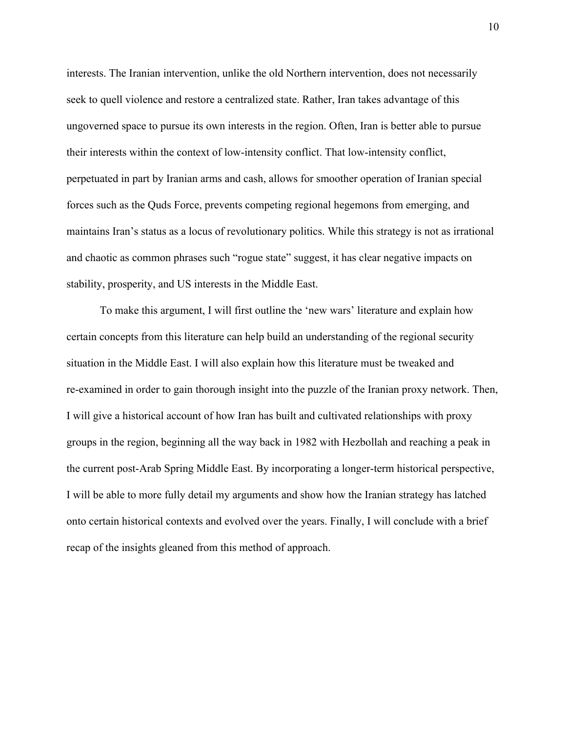interests. The Iranian intervention, unlike the old Northern intervention, does not necessarily seek to quell violence and restore a centralized state. Rather, Iran takes advantage of this ungoverned space to pursue its own interests in the region. Often, Iran is better able to pursue their interests within the context of low-intensity conflict. That low-intensity conflict, perpetuated in part by Iranian arms and cash, allows for smoother operation of Iranian special forces such as the Quds Force, prevents competing regional hegemons from emerging, and maintains Iran's status as a locus of revolutionary politics. While this strategy is not as irrational and chaotic as common phrases such "rogue state" suggest, it has clear negative impacts on stability, prosperity, and US interests in the Middle East.

To make this argument, I will first outline the 'new wars' literature and explain how certain concepts from this literature can help build an understanding of the regional security situation in the Middle East. I will also explain how this literature must be tweaked and re-examined in order to gain thorough insight into the puzzle of the Iranian proxy network. Then, I will give a historical account of how Iran has built and cultivated relationships with proxy groups in the region, beginning all the way back in 1982 with Hezbollah and reaching a peak in the current post-Arab Spring Middle East. By incorporating a longer-term historical perspective, I will be able to more fully detail my arguments and show how the Iranian strategy has latched onto certain historical contexts and evolved over the years. Finally, I will conclude with a brief recap of the insights gleaned from this method of approach.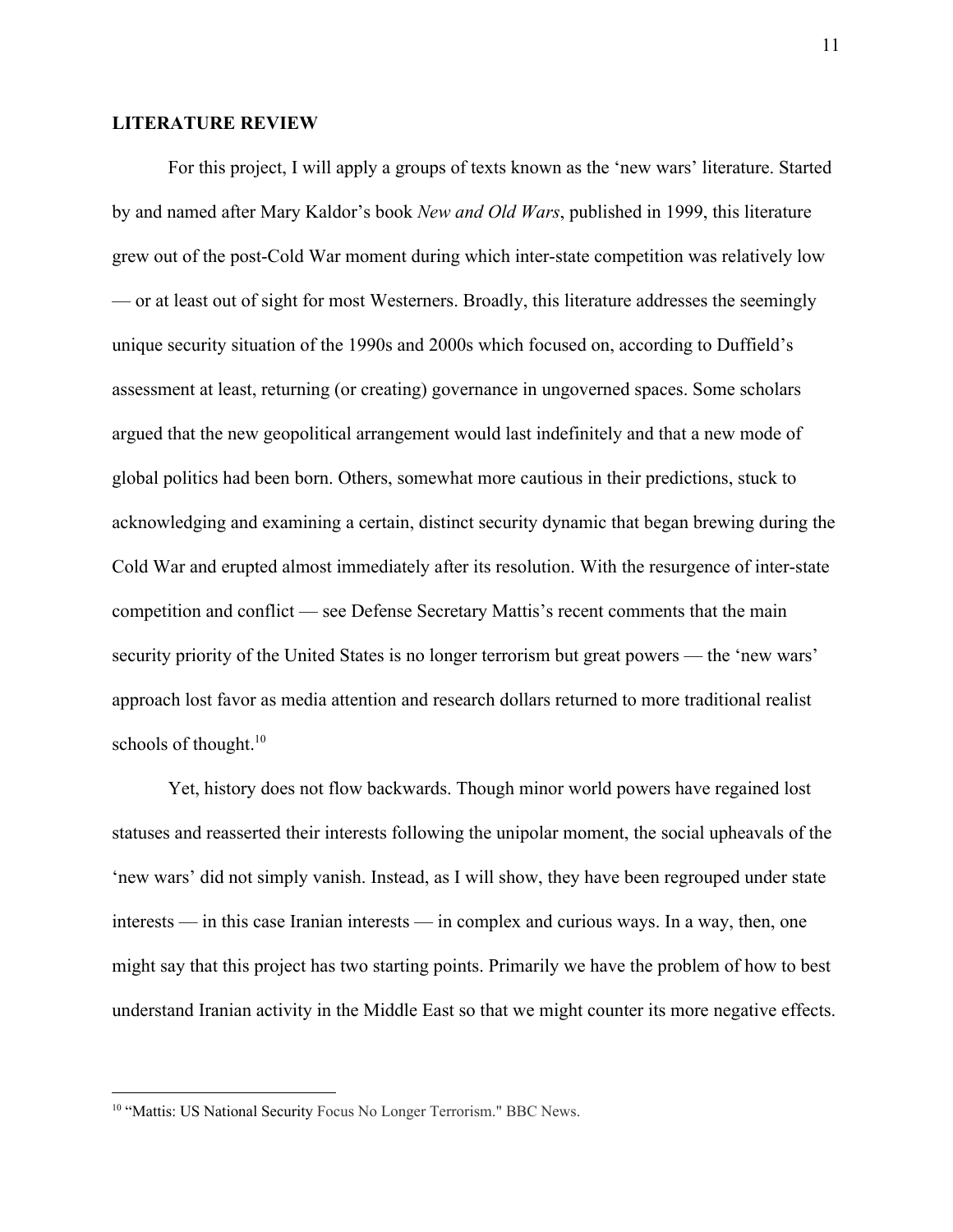## LITERATURE REVIEW

For this project, I will apply a groups of texts known as the 'new wars' literature. Started by and named after Mary Kaldor's book *New and Old Wars*, published in 1999, this literature grew out of the post-Cold War moment during which inter-state competition was relatively low — or at least out of sight for most Westerners. Broadly, this literature addresses the seemingly unique security situation of the 1990s and 2000s which focused on, according to Duffield's assessment at least, returning (or creating) governance in ungoverned spaces. Some scholars argued that the new geopolitical arrangement would last indefinitely and that a new mode of global politics had been born. Others, somewhat more cautious in their predictions, stuck to acknowledging and examining a certain, distinct security dynamic that began brewing during the Cold War and erupted almost immediately after its resolution. With the resurgence of inter-state competition and conflict — see Defense Secretary Mattis's recent comments that the main security priority of the United States is no longer terrorism but great powers — the 'new wars' approach lost favor as media attention and research dollars returned to more traditional realist schools of thought.[10]

Yet, history does not flow backwards. Though minor world powers have regained lost statuses and reasserted their interests following the unipolar moment, the social upheavals of the 'new wars' did not simply vanish. Instead, as I will show, they have been regrouped under state interests — in this case Iranian interests — in complex and curious ways. In a way, then, one might say that this project has two starting points. Primarily we have the problem of how to best understand Iranian activity in the Middle East so that we might counter its more negative effects.

---

[10] "Mattis: US National Security Focus No Longer Terrorism." BBC News.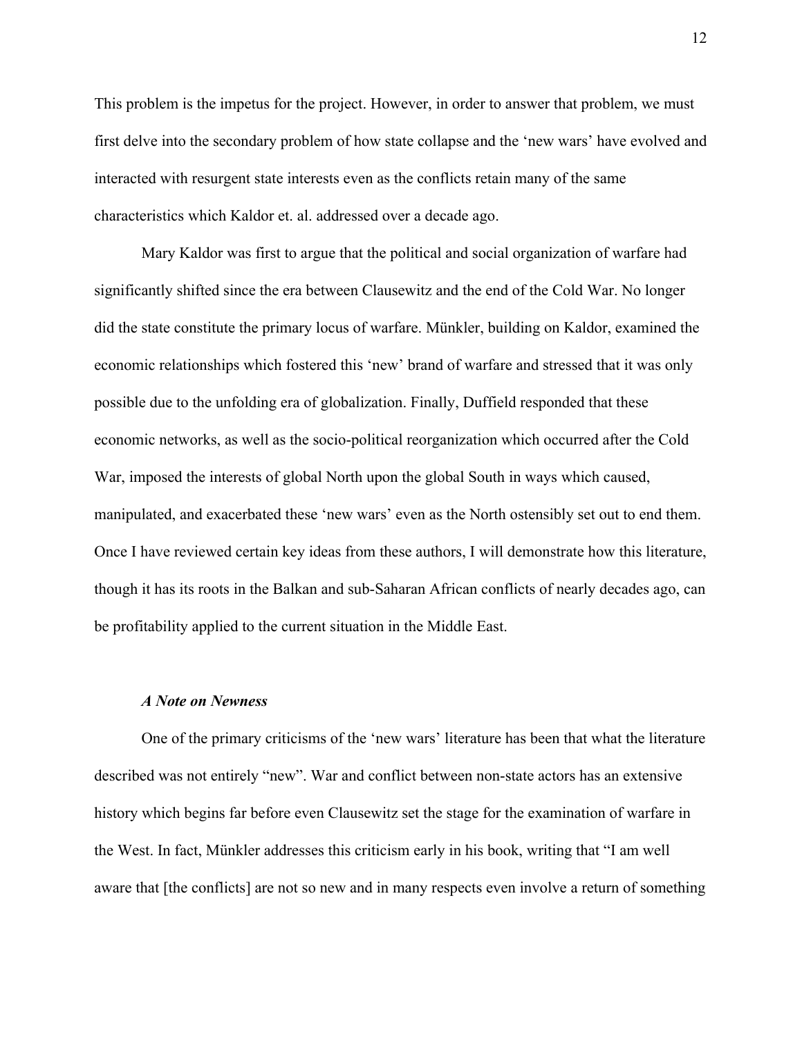This problem is the impetus for the project. However, in order to answer that problem, we must first delve into the secondary problem of how state collapse and the 'new wars' have evolved and interacted with resurgent state interests even as the conflicts retain many of the same characteristics which Kaldor et. al. addressed over a decade ago.

Mary Kaldor was first to argue that the political and social organization of warfare had significantly shifted since the era between Clausewitz and the end of the Cold War. No longer did the state constitute the primary locus of warfare. Münkler, building on Kaldor, examined the economic relationships which fostered this 'new' brand of warfare and stressed that it was only possible due to the unfolding era of globalization. Finally, Duffield responded that these economic networks, as well as the socio-political reorganization which occurred after the Cold War, imposed the interests of global North upon the global South in ways which caused, manipulated, and exacerbated these 'new wars' even as the North ostensibly set out to end them. Once I have reviewed certain key ideas from these authors, I will demonstrate how this literature, though it has its roots in the Balkan and sub-Saharan African conflicts of nearly decades ago, can be profitability applied to the current situation in the Middle East.

### *A Note on Newness*

One of the primary criticisms of the 'new wars' literature has been that what the literature described was not entirely "new". War and conflict between non-state actors has an extensive history which begins far before even Clausewitz set the stage for the examination of warfare in the West. In fact, Münkler addresses this criticism early in his book, writing that "I am well aware that [the conflicts] are not so new and in many respects even involve a return of something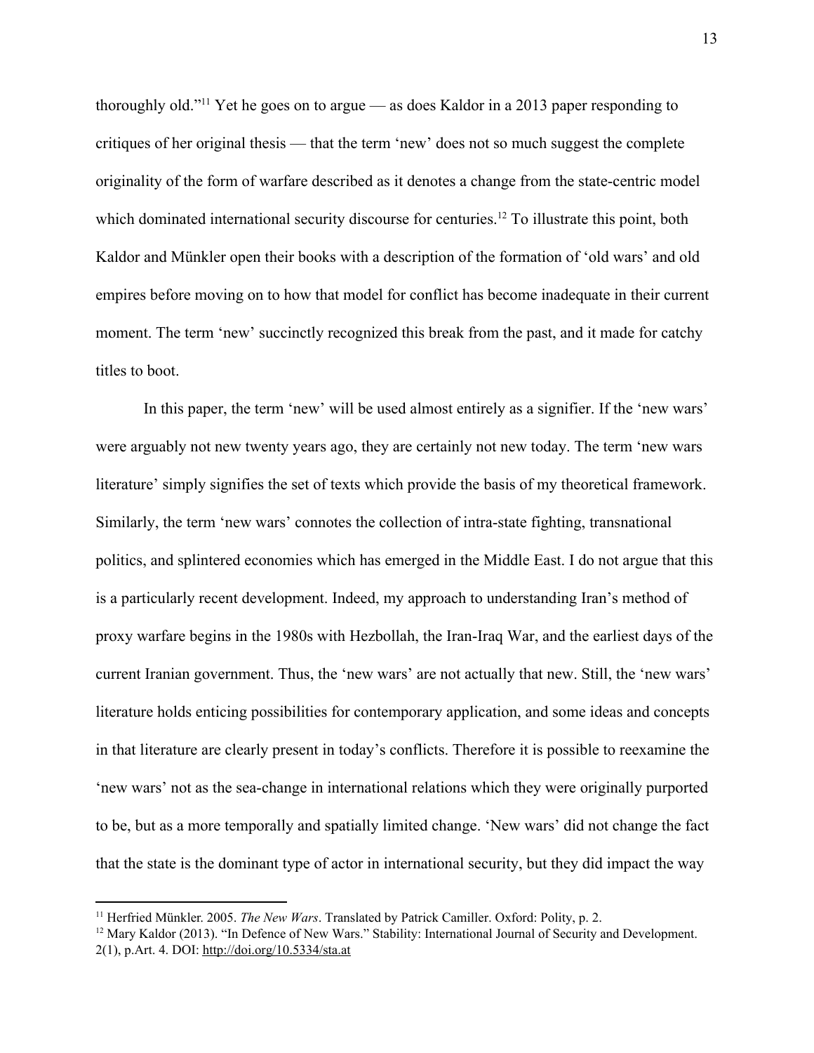thoroughly old."[11] Yet he goes on to argue — as does Kaldor in a 2013 paper responding to critiques of her original thesis — that the term 'new' does not so much suggest the complete originality of the form of warfare described as it denotes a change from the state-centric model which dominated international security discourse for centuries.[12] To illustrate this point, both Kaldor and Münkler open their books with a description of the formation of 'old wars' and old empires before moving on to how that model for conflict has become inadequate in their current moment. The term 'new' succinctly recognized this break from the past, and it made for catchy titles to boot.

In this paper, the term 'new' will be used almost entirely as a signifier. If the 'new wars' were arguably not new twenty years ago, they are certainly not new today. The term 'new wars literature' simply signifies the set of texts which provide the basis of my theoretical framework. Similarly, the term 'new wars' connotes the collection of intra-state fighting, transnational politics, and splintered economies which has emerged in the Middle East. I do not argue that this is a particularly recent development. Indeed, my approach to understanding Iran's method of proxy warfare begins in the 1980s with Hezbollah, the Iran-Iraq War, and the earliest days of the current Iranian government. Thus, the 'new wars' are not actually that new. Still, the 'new wars' literature holds enticing possibilities for contemporary application, and some ideas and concepts in that literature are clearly present in today's conflicts. Therefore it is possible to reexamine the 'new wars' not as the sea-change in international relations which they were originally purported to be, but as a more temporally and spatially limited change. 'New wars' did not change the fact that the state is the dominant type of actor in international security, but they did impact the way

---

[11] Herfried Münkler. 2005. *The New Wars*. Translated by Patrick Camiller. Oxford: Polity, p. 2.

[12] Mary Kaldor (2013). "In Defence of New Wars." Stability: International Journal of Security and Development. 2(1), p.Art. 4. DOI: http://doi.org/10.5334/sta.at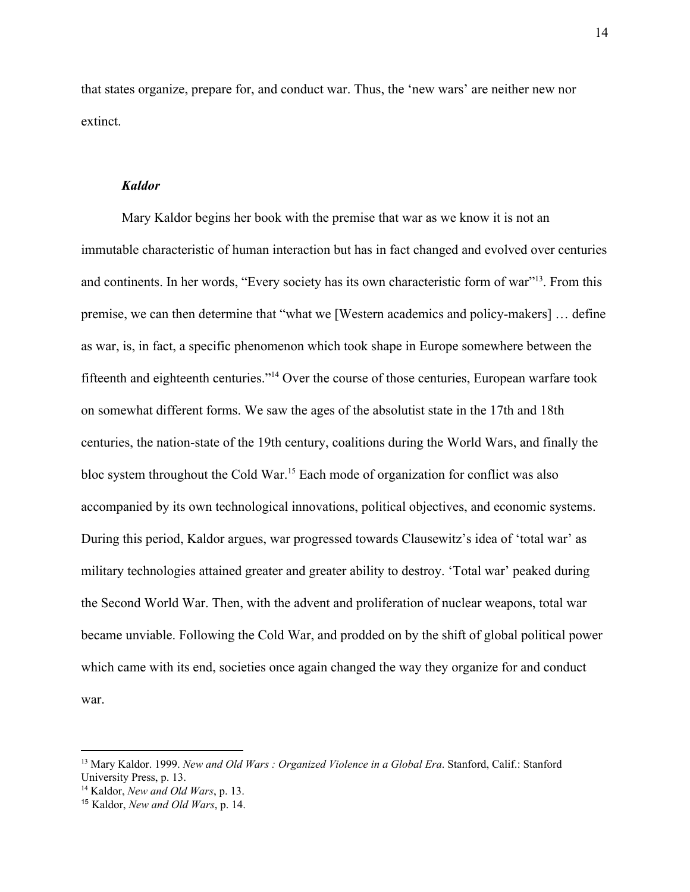that states organize, prepare for, and conduct war. Thus, the 'new wars' are neither new nor extinct.

### *Kaldor*

Mary Kaldor begins her book with the premise that war as we know it is not an immutable characteristic of human interaction but has in fact changed and evolved over centuries and continents. In her words, "Every society has its own characteristic form of war"[13]. From this premise, we can then determine that "what we [Western academics and policy-makers] … define as war, is, in fact, a specific phenomenon which took shape in Europe somewhere between the fifteenth and eighteenth centuries."[14] Over the course of those centuries, European warfare took on somewhat different forms. We saw the ages of the absolutist state in the 17th and 18th centuries, the nation-state of the 19th century, coalitions during the World Wars, and finally the bloc system throughout the Cold War.[15] Each mode of organization for conflict was also accompanied by its own technological innovations, political objectives, and economic systems. During this period, Kaldor argues, war progressed towards Clausewitz's idea of 'total war' as military technologies attained greater and greater ability to destroy. 'Total war' peaked during the Second World War. Then, with the advent and proliferation of nuclear weapons, total war became unviable. Following the Cold War, and prodded on by the shift of global political power which came with its end, societies once again changed the way they organize for and conduct war.

---

[13] Mary Kaldor. 1999. *New and Old Wars : Organized Violence in a Global Era*. Stanford, Calif.: Stanford University Press, p. 13.

[14] Kaldor, *New and Old Wars*, p. 13.

[15] Kaldor, *New and Old Wars*, p. 14.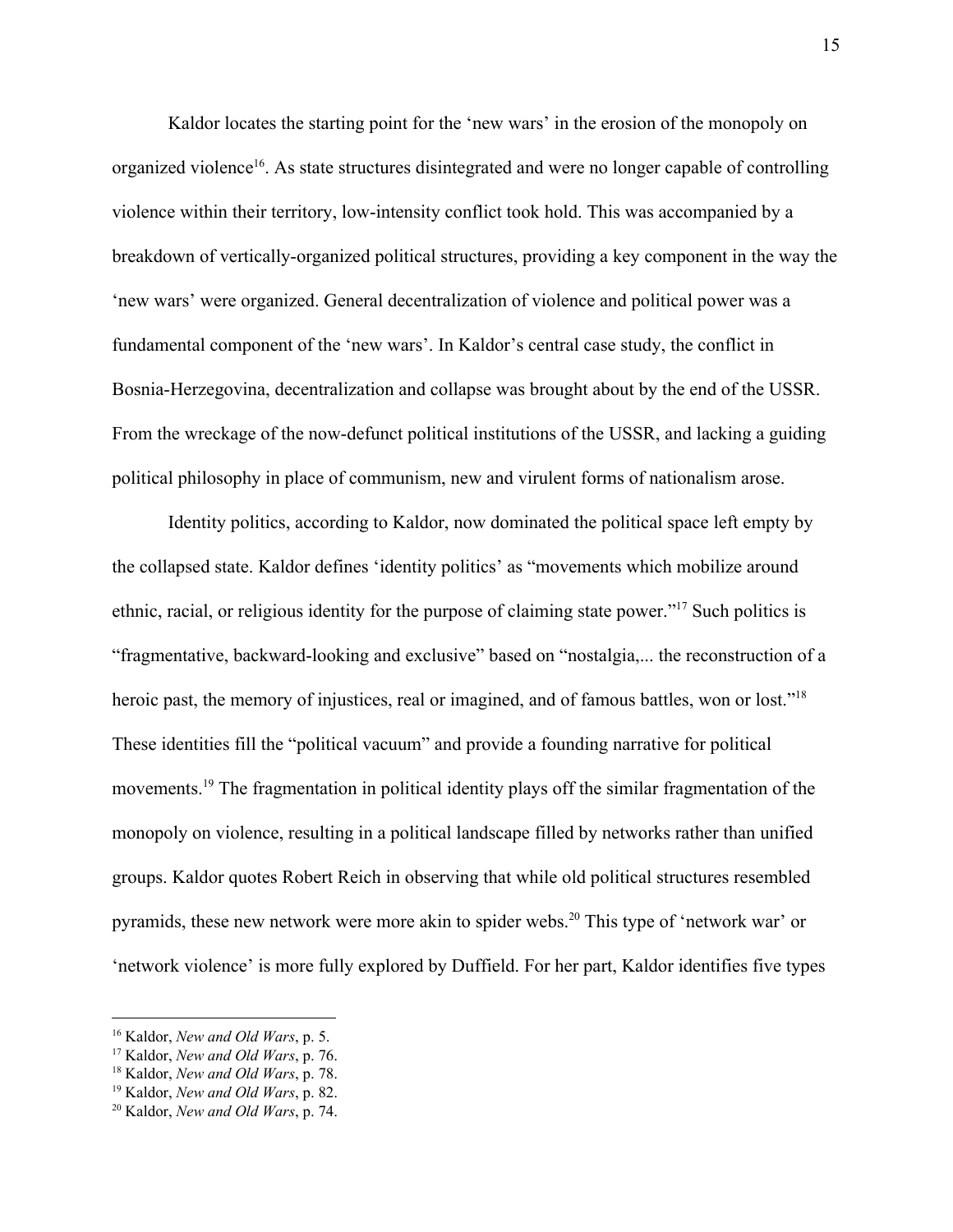Kaldor locates the starting point for the 'new wars' in the erosion of the monopoly on organized violence[16]. As state structures disintegrated and were no longer capable of controlling violence within their territory, low-intensity conflict took hold. This was accompanied by a breakdown of vertically-organized political structures, providing a key component in the way the 'new wars' were organized. General decentralization of violence and political power was a fundamental component of the 'new wars'. In Kaldor's central case study, the conflict in Bosnia-Herzegovina, decentralization and collapse was brought about by the end of the USSR. From the wreckage of the now-defunct political institutions of the USSR, and lacking a guiding political philosophy in place of communism, new and virulent forms of nationalism arose.

Identity politics, according to Kaldor, now dominated the political space left empty by the collapsed state. Kaldor defines 'identity politics' as "movements which mobilize around ethnic, racial, or religious identity for the purpose of claiming state power."[17] Such politics is "fragmentative, backward-looking and exclusive" based on "nostalgia,... the reconstruction of a heroic past, the memory of injustices, real or imagined, and of famous battles, won or lost."[18] These identities fill the "political vacuum" and provide a founding narrative for political movements.[19] The fragmentation in political identity plays off the similar fragmentation of the monopoly on violence, resulting in a political landscape filled by networks rather than unified groups. Kaldor quotes Robert Reich in observing that while old political structures resembled pyramids, these new network were more akin to spider webs.[20] This type of 'network war' or 'network violence' is more fully explored by Duffield. For her part, Kaldor identifies five types

---

[16] Kaldor, *New and Old Wars*, p. 5.
[17] Kaldor, *New and Old Wars*, p. 76.
[18] Kaldor, *New and Old Wars*, p. 78.
[19] Kaldor, *New and Old Wars*, p. 82.
[20] Kaldor, *New and Old Wars*, p. 74.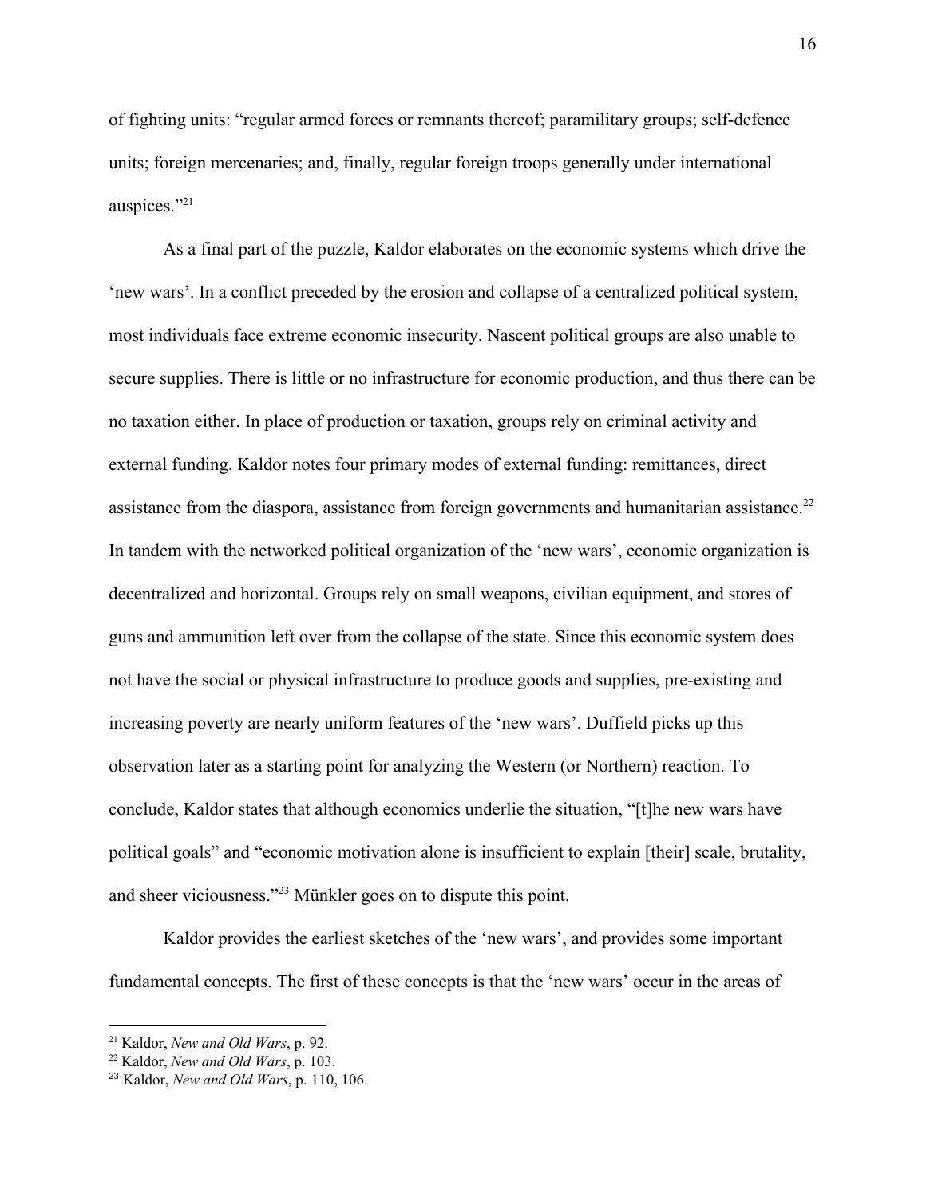of fighting units: "regular armed forces or remnants thereof; paramilitary groups; self-defence units; foreign mercenaries; and, finally, regular foreign troops generally under international auspices."[21]

As a final part of the puzzle, Kaldor elaborates on the economic systems which drive the 'new wars'. In a conflict preceded by the erosion and collapse of a centralized political system, most individuals face extreme economic insecurity. Nascent political groups are also unable to secure supplies. There is little or no infrastructure for economic production, and thus there can be no taxation either. In place of production or taxation, groups rely on criminal activity and external funding. Kaldor notes four primary modes of external funding: remittances, direct assistance from the diaspora, assistance from foreign governments and humanitarian assistance.[22] In tandem with the networked political organization of the 'new wars', economic organization is decentralized and horizontal. Groups rely on small weapons, civilian equipment, and stores of guns and ammunition left over from the collapse of the state. Since this economic system does not have the social or physical infrastructure to produce goods and supplies, pre-existing and increasing poverty are nearly uniform features of the 'new wars'. Duffield picks up this observation later as a starting point for analyzing the Western (or Northern) reaction. To conclude, Kaldor states that although economics underlie the situation, "[t]he new wars have political goals" and "economic motivation alone is insufficient to explain [their] scale, brutality, and sheer viciousness."[23] Münkler goes on to dispute this point.

Kaldor provides the earliest sketches of the 'new wars', and provides some important fundamental concepts. The first of these concepts is that the 'new wars' occur in the areas of

---

[21] Kaldor, *New and Old Wars*, p. 92.

[22] Kaldor, *New and Old Wars*, p. 103.

[23] Kaldor, *New and Old Wars*, p. 110, 106.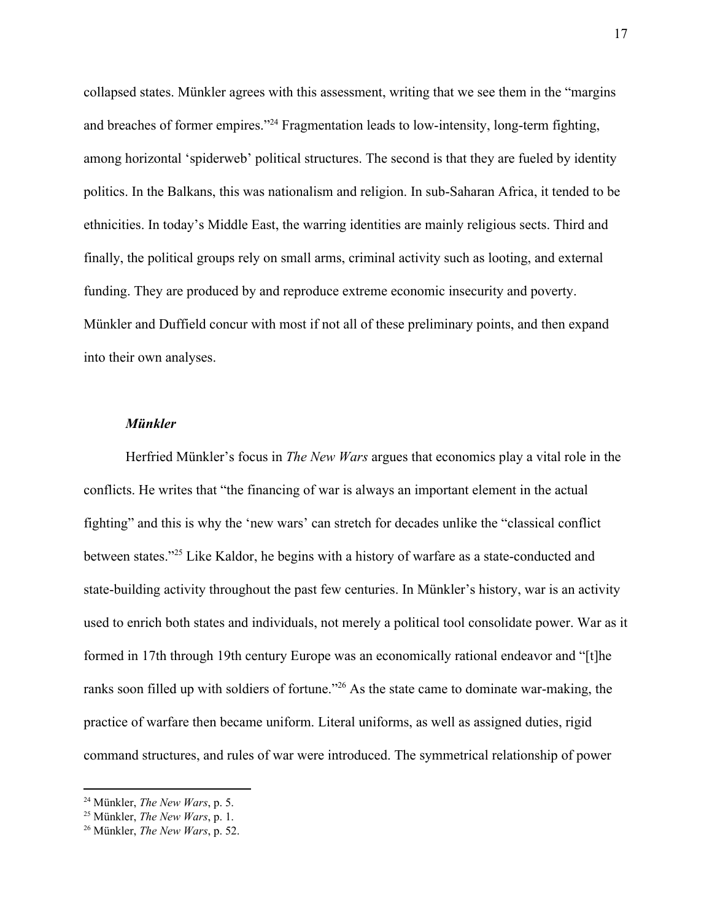collapsed states. Münkler agrees with this assessment, writing that we see them in the "margins and breaches of former empires."[24] Fragmentation leads to low-intensity, long-term fighting, among horizontal 'spiderweb' political structures. The second is that they are fueled by identity politics. In the Balkans, this was nationalism and religion. In sub-Saharan Africa, it tended to be ethnicities. In today's Middle East, the warring identities are mainly religious sects. Third and finally, the political groups rely on small arms, criminal activity such as looting, and external funding. They are produced by and reproduce extreme economic insecurity and poverty. Münkler and Duffield concur with most if not all of these preliminary points, and then expand into their own analyses.

### ***Münkler***

Herfried Münkler's focus in *The New Wars* argues that economics play a vital role in the conflicts. He writes that "the financing of war is always an important element in the actual fighting" and this is why the 'new wars' can stretch for decades unlike the "classical conflict between states."[25] Like Kaldor, he begins with a history of warfare as a state-conducted and state-building activity throughout the past few centuries. In Münkler's history, war is an activity used to enrich both states and individuals, not merely a political tool consolidate power. War as it formed in 17th through 19th century Europe was an economically rational endeavor and "[t]he ranks soon filled up with soldiers of fortune."[26] As the state came to dominate war-making, the practice of warfare then became uniform. Literal uniforms, as well as assigned duties, rigid command structures, and rules of war were introduced. The symmetrical relationship of power

---

[24] Münkler, *The New Wars*, p. 5.
[25] Münkler, *The New Wars*, p. 1.
[26] Münkler, *The New Wars*, p. 52.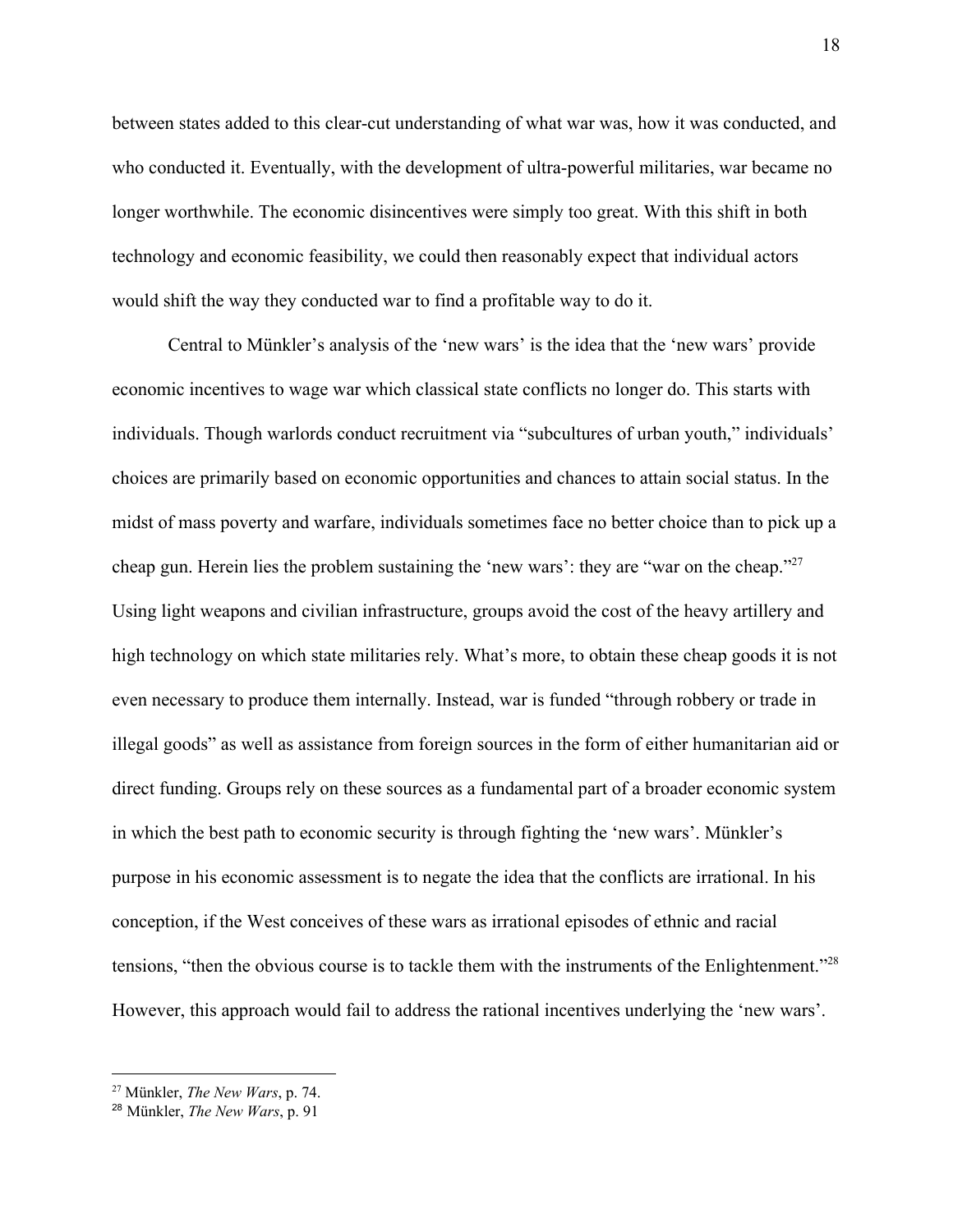between states added to this clear-cut understanding of what war was, how it was conducted, and who conducted it. Eventually, with the development of ultra-powerful militaries, war became no longer worthwhile. The economic disincentives were simply too great. With this shift in both technology and economic feasibility, we could then reasonably expect that individual actors would shift the way they conducted war to find a profitable way to do it.

Central to Münkler's analysis of the 'new wars' is the idea that the 'new wars' provide economic incentives to wage war which classical state conflicts no longer do. This starts with individuals. Though warlords conduct recruitment via "subcultures of urban youth," individuals' choices are primarily based on economic opportunities and chances to attain social status. In the midst of mass poverty and warfare, individuals sometimes face no better choice than to pick up a cheap gun. Herein lies the problem sustaining the 'new wars': they are "war on the cheap."[27] Using light weapons and civilian infrastructure, groups avoid the cost of the heavy artillery and high technology on which state militaries rely. What's more, to obtain these cheap goods it is not even necessary to produce them internally. Instead, war is funded "through robbery or trade in illegal goods" as well as assistance from foreign sources in the form of either humanitarian aid or direct funding. Groups rely on these sources as a fundamental part of a broader economic system in which the best path to economic security is through fighting the 'new wars'. Münkler's purpose in his economic assessment is to negate the idea that the conflicts are irrational. In his conception, if the West conceives of these wars as irrational episodes of ethnic and racial tensions, "then the obvious course is to tackle them with the instruments of the Enlightenment."[28] However, this approach would fail to address the rational incentives underlying the 'new wars'.

---

[27] Münkler, *The New Wars*, p. 74.

[28] Münkler, *The New Wars*, p. 91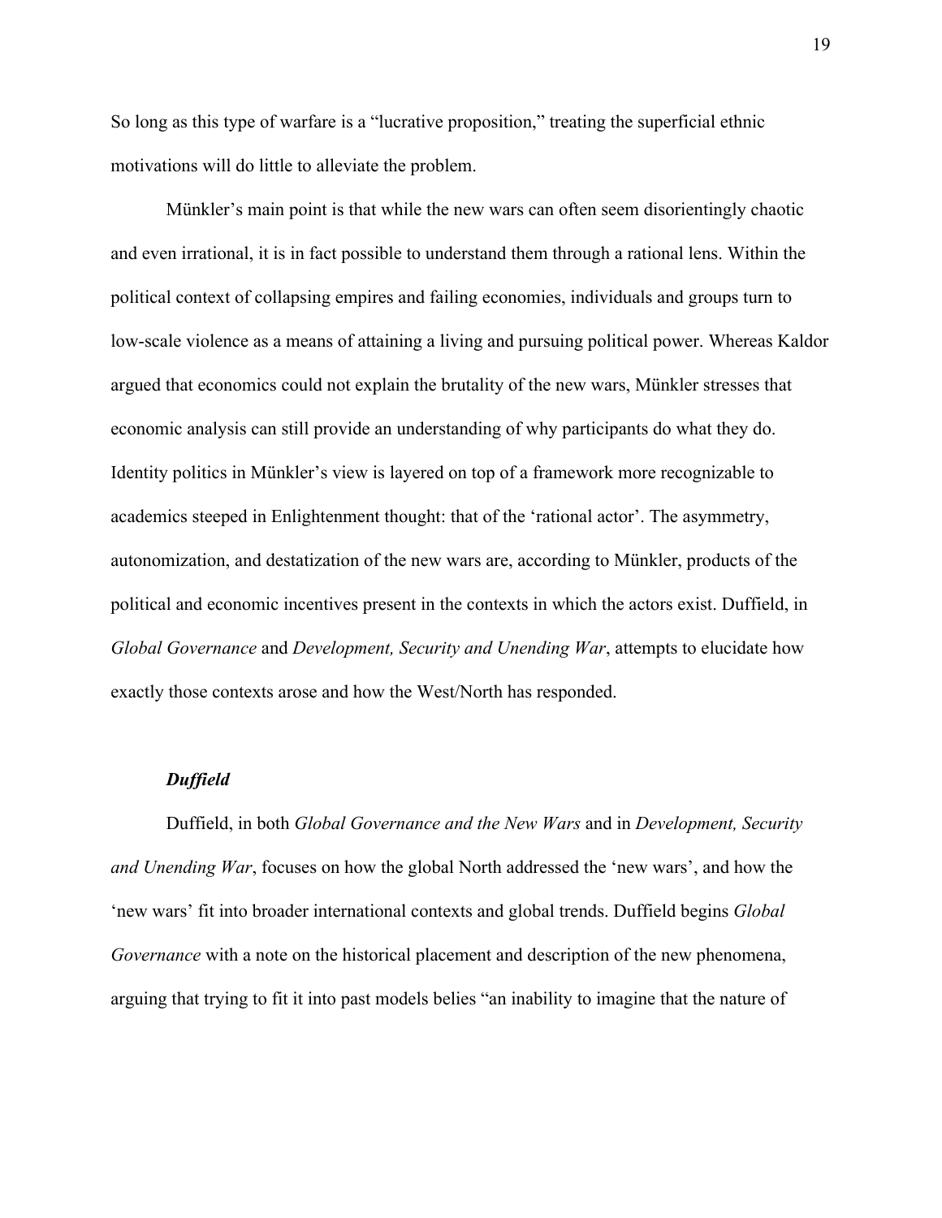So long as this type of warfare is a "lucrative proposition," treating the superficial ethnic motivations will do little to alleviate the problem.

Münkler's main point is that while the new wars can often seem disorientingly chaotic and even irrational, it is in fact possible to understand them through a rational lens. Within the political context of collapsing empires and failing economies, individuals and groups turn to low-scale violence as a means of attaining a living and pursuing political power. Whereas Kaldor argued that economics could not explain the brutality of the new wars, Münkler stresses that economic analysis can still provide an understanding of why participants do what they do. Identity politics in Münkler's view is layered on top of a framework more recognizable to academics steeped in Enlightenment thought: that of the 'rational actor'. The asymmetry, autonomization, and destatization of the new wars are, according to Münkler, products of the political and economic incentives present in the contexts in which the actors exist. Duffield, in *Global Governance* and *Development, Security and Unending War*, attempts to elucidate how exactly those contexts arose and how the West/North has responded.

### ***Duffield***

Duffield, in both *Global Governance and the New Wars* and in *Development, Security and Unending War*, focuses on how the global North addressed the 'new wars', and how the 'new wars' fit into broader international contexts and global trends. Duffield begins *Global Governance* with a note on the historical placement and description of the new phenomena, arguing that trying to fit it into past models belies "an inability to imagine that the nature of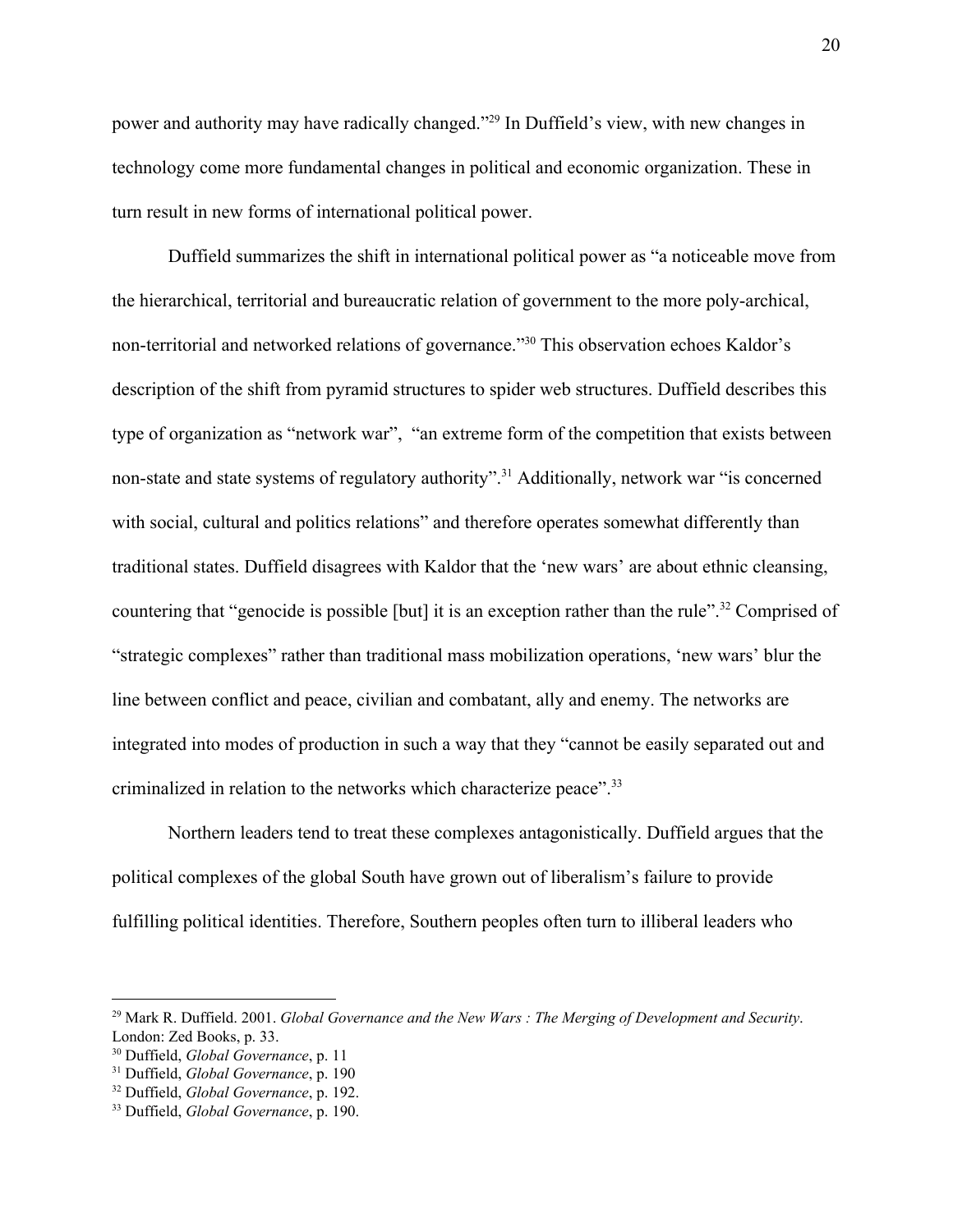power and authority may have radically changed."[29] In Duffield's view, with new changes in technology come more fundamental changes in political and economic organization. These in turn result in new forms of international political power.

Duffield summarizes the shift in international political power as "a noticeable move from the hierarchical, territorial and bureaucratic relation of government to the more poly-archical, non-territorial and networked relations of governance."[30] This observation echoes Kaldor's description of the shift from pyramid structures to spider web structures. Duffield describes this type of organization as "network war", "an extreme form of the competition that exists between non-state and state systems of regulatory authority".[31] Additionally, network war "is concerned with social, cultural and politics relations" and therefore operates somewhat differently than traditional states. Duffield disagrees with Kaldor that the 'new wars' are about ethnic cleansing, countering that "genocide is possible [but] it is an exception rather than the rule".[32] Comprised of "strategic complexes" rather than traditional mass mobilization operations, 'new wars' blur the line between conflict and peace, civilian and combatant, ally and enemy. The networks are integrated into modes of production in such a way that they "cannot be easily separated out and criminalized in relation to the networks which characterize peace".[33]

Northern leaders tend to treat these complexes antagonistically. Duffield argues that the political complexes of the global South have grown out of liberalism's failure to provide fulfilling political identities. Therefore, Southern peoples often turn to illiberal leaders who

---

[29] Mark R. Duffield. 2001. *Global Governance and the New Wars : The Merging of Development and Security*. London: Zed Books, p. 33.

[30] Duffield, *Global Governance*, p. 11

[31] Duffield, *Global Governance*, p. 190

[32] Duffield, *Global Governance*, p. 192.

[33] Duffield, *Global Governance*, p. 190.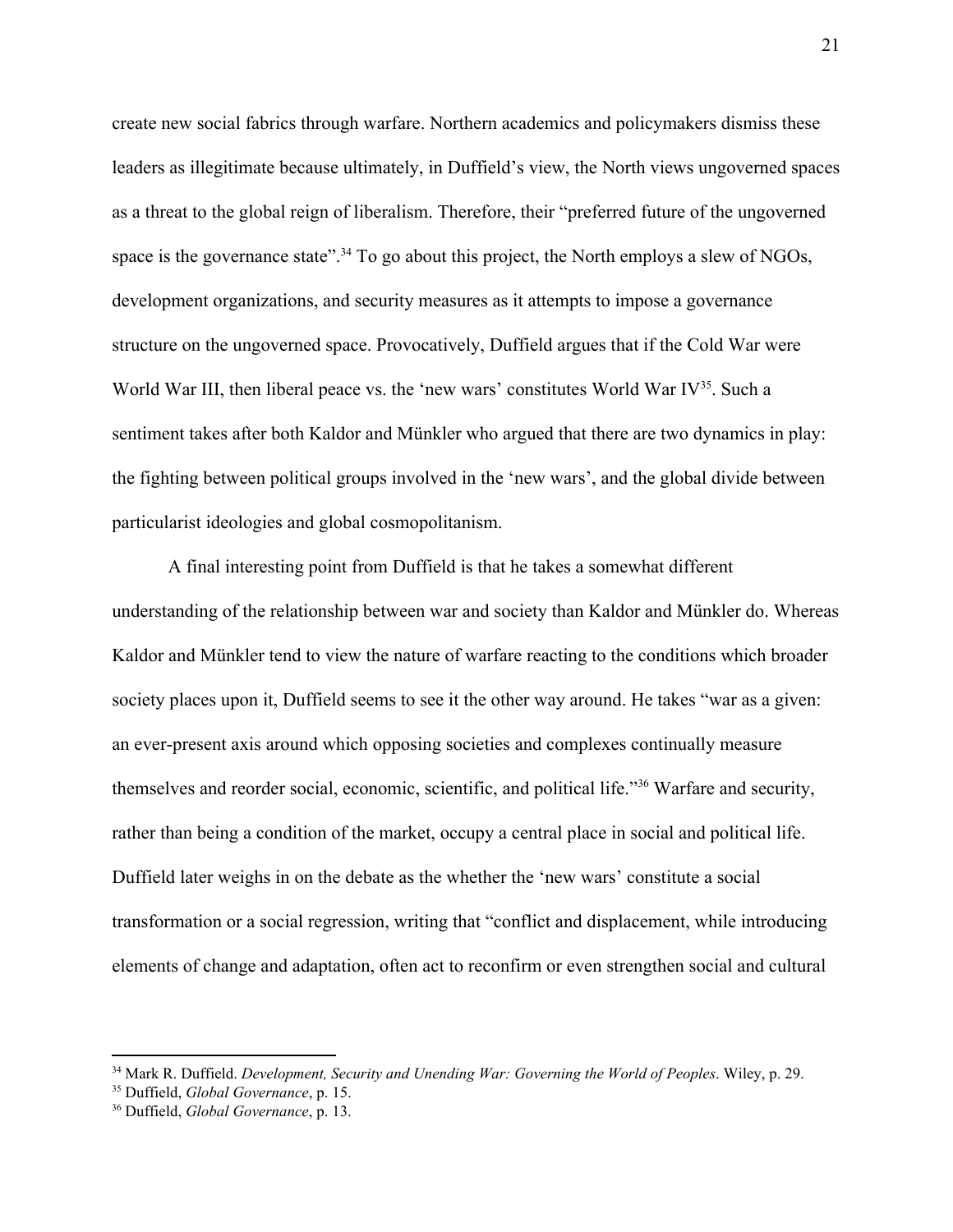create new social fabrics through warfare. Northern academics and policymakers dismiss these leaders as illegitimate because ultimately, in Duffield's view, the North views ungoverned spaces as a threat to the global reign of liberalism. Therefore, their "preferred future of the ungoverned space is the governance state".[34] To go about this project, the North employs a slew of NGOs, development organizations, and security measures as it attempts to impose a governance structure on the ungoverned space. Provocatively, Duffield argues that if the Cold War were World War III, then liberal peace vs. the 'new wars' constitutes World War IV[35]. Such a sentiment takes after both Kaldor and Münkler who argued that there are two dynamics in play: the fighting between political groups involved in the 'new wars', and the global divide between particularist ideologies and global cosmopolitanism.

A final interesting point from Duffield is that he takes a somewhat different understanding of the relationship between war and society than Kaldor and Münkler do. Whereas Kaldor and Münkler tend to view the nature of warfare reacting to the conditions which broader society places upon it, Duffield seems to see it the other way around. He takes "war as a given: an ever-present axis around which opposing societies and complexes continually measure themselves and reorder social, economic, scientific, and political life."[36] Warfare and security, rather than being a condition of the market, occupy a central place in social and political life. Duffield later weighs in on the debate as the whether the 'new wars' constitute a social transformation or a social regression, writing that "conflict and displacement, while introducing elements of change and adaptation, often act to reconfirm or even strengthen social and cultural

---

[34] Mark R. Duffield. *Development, Security and Unending War: Governing the World of Peoples*. Wiley, p. 29.

[35] Duffield, *Global Governance*, p. 15.

[36] Duffield, *Global Governance*, p. 13.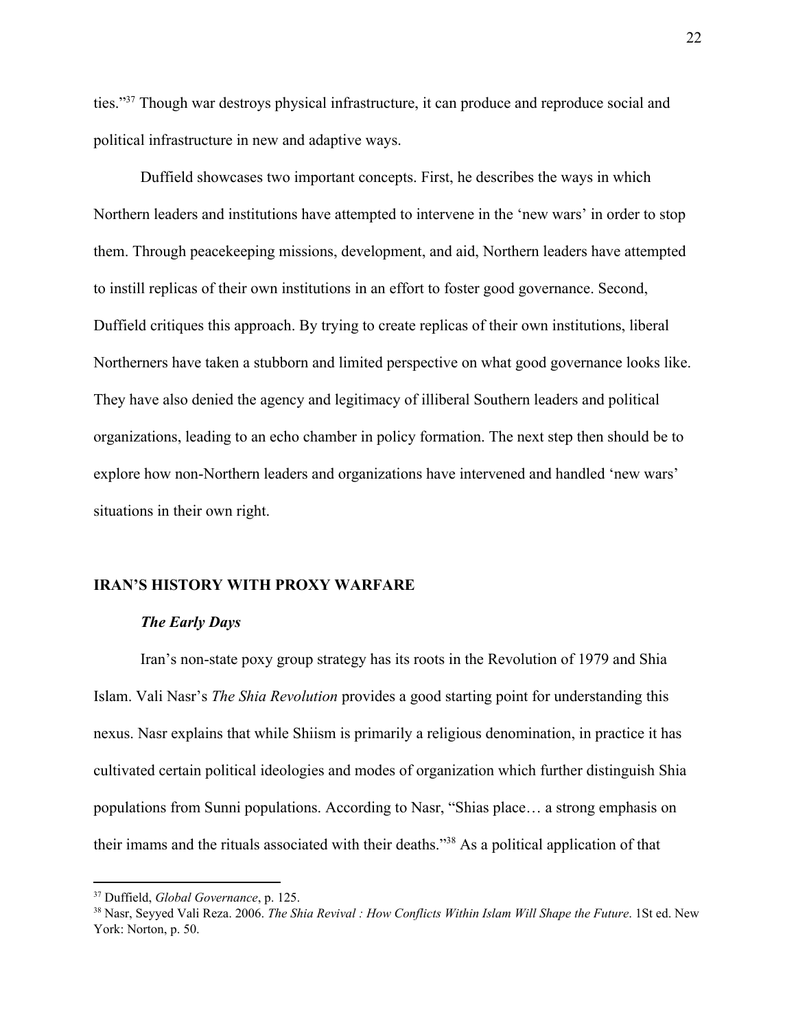ties."[37] Though war destroys physical infrastructure, it can produce and reproduce social and political infrastructure in new and adaptive ways.

Duffield showcases two important concepts. First, he describes the ways in which Northern leaders and institutions have attempted to intervene in the 'new wars' in order to stop them. Through peacekeeping missions, development, and aid, Northern leaders have attempted to instill replicas of their own institutions in an effort to foster good governance. Second, Duffield critiques this approach. By trying to create replicas of their own institutions, liberal Northerners have taken a stubborn and limited perspective on what good governance looks like. They have also denied the agency and legitimacy of illiberal Southern leaders and political organizations, leading to an echo chamber in policy formation. The next step then should be to explore how non-Northern leaders and organizations have intervened and handled 'new wars' situations in their own right.

## IRAN'S HISTORY WITH PROXY WARFARE

### *The Early Days*

Iran's non-state poxy group strategy has its roots in the Revolution of 1979 and Shia Islam. Vali Nasr's *The Shia Revolution* provides a good starting point for understanding this nexus. Nasr explains that while Shiism is primarily a religious denomination, in practice it has cultivated certain political ideologies and modes of organization which further distinguish Shia populations from Sunni populations. According to Nasr, "Shias place… a strong emphasis on their imams and the rituals associated with their deaths."[38] As a political application of that

---

[37] Duffield, *Global Governance*, p. 125.

[38] Nasr, Seyyed Vali Reza. 2006. *The Shia Revival : How Conflicts Within Islam Will Shape the Future*. 1St ed. New York: Norton, p. 50.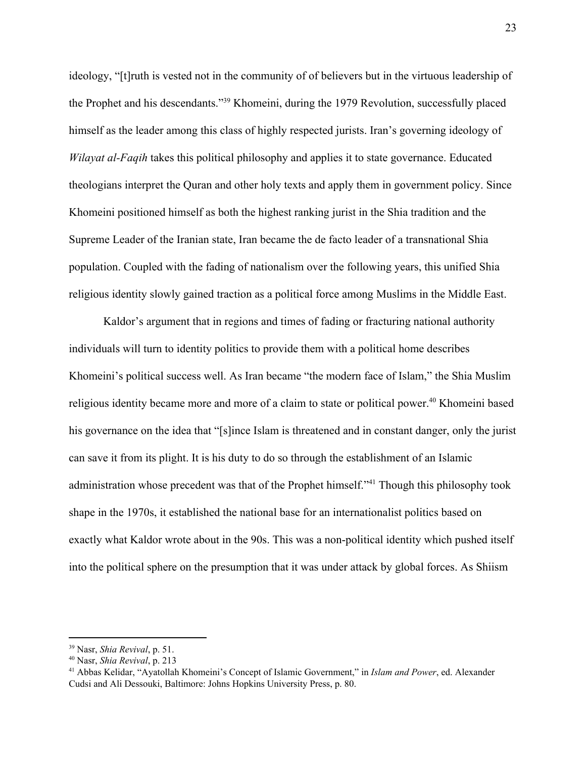ideology, "[t]ruth is vested not in the community of of believers but in the virtuous leadership of the Prophet and his descendants."[39] Khomeini, during the 1979 Revolution, successfully placed himself as the leader among this class of highly respected jurists. Iran's governing ideology of *Wilayat al-Faqih* takes this political philosophy and applies it to state governance. Educated theologians interpret the Quran and other holy texts and apply them in government policy. Since Khomeini positioned himself as both the highest ranking jurist in the Shia tradition and the Supreme Leader of the Iranian state, Iran became the de facto leader of a transnational Shia population. Coupled with the fading of nationalism over the following years, this unified Shia religious identity slowly gained traction as a political force among Muslims in the Middle East.

Kaldor's argument that in regions and times of fading or fracturing national authority individuals will turn to identity politics to provide them with a political home describes Khomeini's political success well. As Iran became "the modern face of Islam," the Shia Muslim religious identity became more and more of a claim to state or political power.[40] Khomeini based his governance on the idea that "[s]ince Islam is threatened and in constant danger, only the jurist can save it from its plight. It is his duty to do so through the establishment of an Islamic administration whose precedent was that of the Prophet himself."[41] Though this philosophy took shape in the 1970s, it established the national base for an internationalist politics based on exactly what Kaldor wrote about in the 90s. This was a non-political identity which pushed itself into the political sphere on the presumption that it was under attack by global forces. As Shiism

---

[39] Nasr, *Shia Revival*, p. 51.

[40] Nasr, *Shia Revival*, p. 213

[41] Abbas Kelidar, "Ayatollah Khomeini's Concept of Islamic Government," in *Islam and Power*, ed. Alexander Cudsi and Ali Dessouki, Baltimore: Johns Hopkins University Press, p. 80.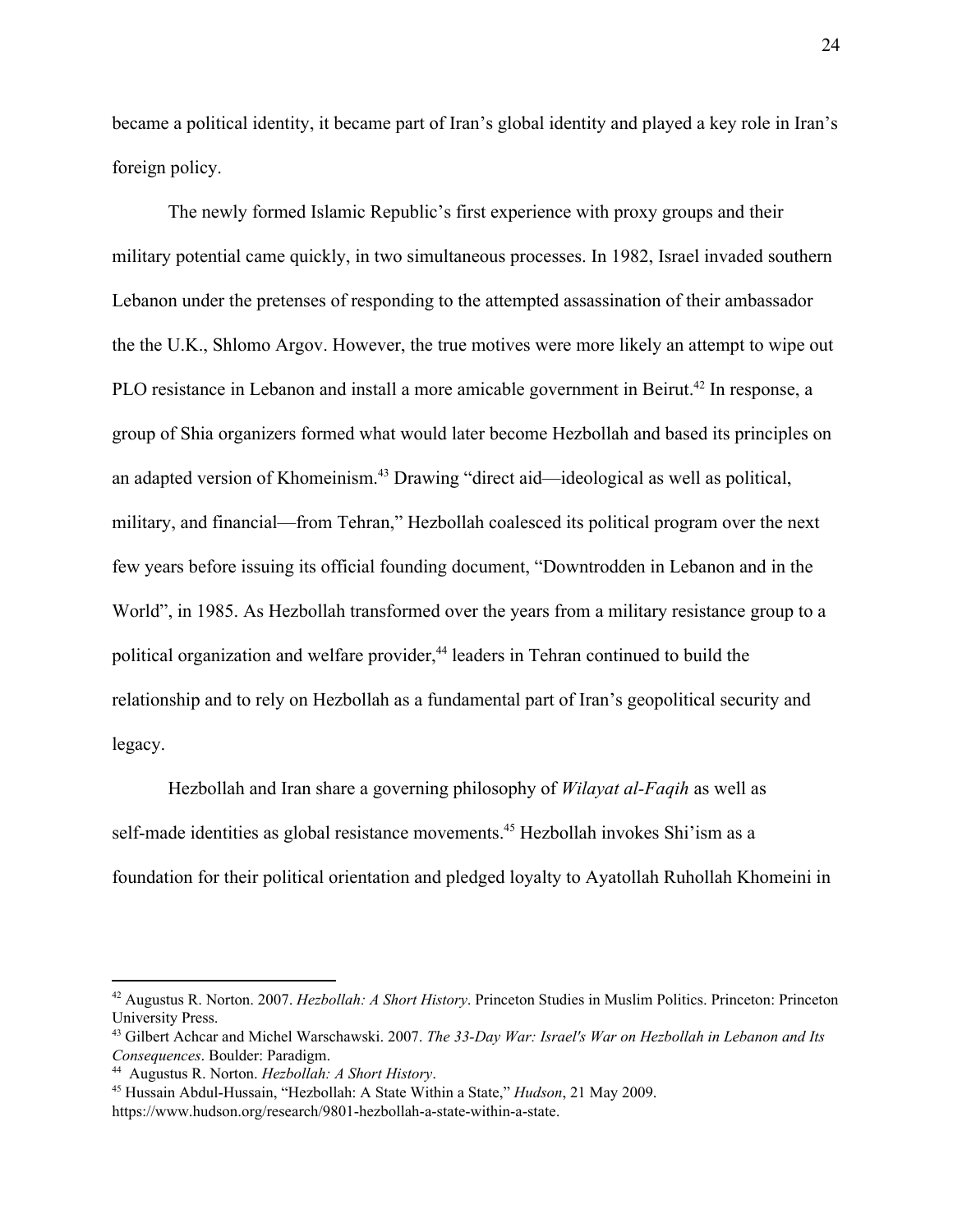became a political identity, it became part of Iran's global identity and played a key role in Iran's foreign policy.

The newly formed Islamic Republic's first experience with proxy groups and their military potential came quickly, in two simultaneous processes. In 1982, Israel invaded southern Lebanon under the pretenses of responding to the attempted assassination of their ambassador the the U.K., Shlomo Argov. However, the true motives were more likely an attempt to wipe out PLO resistance in Lebanon and install a more amicable government in Beirut.[42] In response, a group of Shia organizers formed what would later become Hezbollah and based its principles on an adapted version of Khomeinism.[43] Drawing "direct aid—ideological as well as political, military, and financial—from Tehran," Hezbollah coalesced its political program over the next few years before issuing its official founding document, "Downtrodden in Lebanon and in the World", in 1985. As Hezbollah transformed over the years from a military resistance group to a political organization and welfare provider,[44] leaders in Tehran continued to build the relationship and to rely on Hezbollah as a fundamental part of Iran's geopolitical security and legacy.

Hezbollah and Iran share a governing philosophy of *Wilayat al-Faqih* as well as self-made identities as global resistance movements.[45] Hezbollah invokes Shi'ism as a foundation for their political orientation and pledged loyalty to Ayatollah Ruhollah Khomeini in

---

[42] Augustus R. Norton. 2007. *Hezbollah: A Short History*. Princeton Studies in Muslim Politics. Princeton: Princeton University Press.

[43] Gilbert Achcar and Michel Warschawski. 2007. *The 33-Day War: Israel's War on Hezbollah in Lebanon and Its Consequences*. Boulder: Paradigm.

[44] Augustus R. Norton. *Hezbollah: A Short History*.

[45] Hussain Abdul-Hussain, "Hezbollah: A State Within a State," *Hudson*, 21 May 2009. https://www.hudson.org/research/9801-hezbollah-a-state-within-a-state.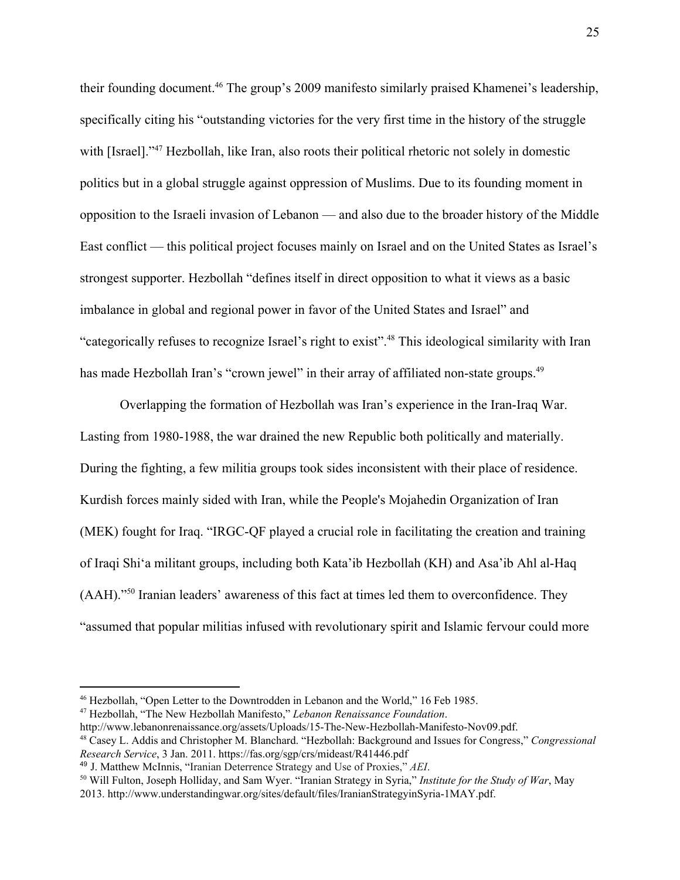their founding document.[46] The group's 2009 manifesto similarly praised Khamenei's leadership, specifically citing his "outstanding victories for the very first time in the history of the struggle with [Israel]."[47] Hezbollah, like Iran, also roots their political rhetoric not solely in domestic politics but in a global struggle against oppression of Muslims. Due to its founding moment in opposition to the Israeli invasion of Lebanon — and also due to the broader history of the Middle East conflict — this political project focuses mainly on Israel and on the United States as Israel's strongest supporter. Hezbollah "defines itself in direct opposition to what it views as a basic imbalance in global and regional power in favor of the United States and Israel" and "categorically refuses to recognize Israel's right to exist".[48] This ideological similarity with Iran has made Hezbollah Iran's "crown jewel" in their array of affiliated non-state groups.[49]

Overlapping the formation of Hezbollah was Iran's experience in the Iran-Iraq War. Lasting from 1980-1988, the war drained the new Republic both politically and materially. During the fighting, a few militia groups took sides inconsistent with their place of residence. Kurdish forces mainly sided with Iran, while the People's Mojahedin Organization of Iran (MEK) fought for Iraq. "IRGC-QF played a crucial role in facilitating the creation and training of Iraqi Shi'a militant groups, including both Kata'ib Hezbollah (KH) and Asa'ib Ahl al-Haq (AAH)."[50] Iranian leaders' awareness of this fact at times led them to overconfidence. They "assumed that popular militias infused with revolutionary spirit and Islamic fervour could more

---

[46] Hezbollah, "Open Letter to the Downtrodden in Lebanon and the World," 16 Feb 1985.

[47] Hezbollah, "The New Hezbollah Manifesto," *Lebanon Renaissance Foundation*. http://www.lebanonrenaissance.org/assets/Uploads/15-The-New-Hezbollah-Manifesto-Nov09.pdf.

[48] Casey L. Addis and Christopher M. Blanchard. "Hezbollah: Background and Issues for Congress," *Congressional Research Service*, 3 Jan. 2011. https://fas.org/sgp/crs/mideast/R41446.pdf

[49] J. Matthew McInnis, "Iranian Deterrence Strategy and Use of Proxies," *AEI*.

[50] Will Fulton, Joseph Holliday, and Sam Wyer. "Iranian Strategy in Syria," *Institute for the Study of War*, May 2013. http://www.understandingwar.org/sites/default/files/IranianStrategyinSyria-1MAY.pdf.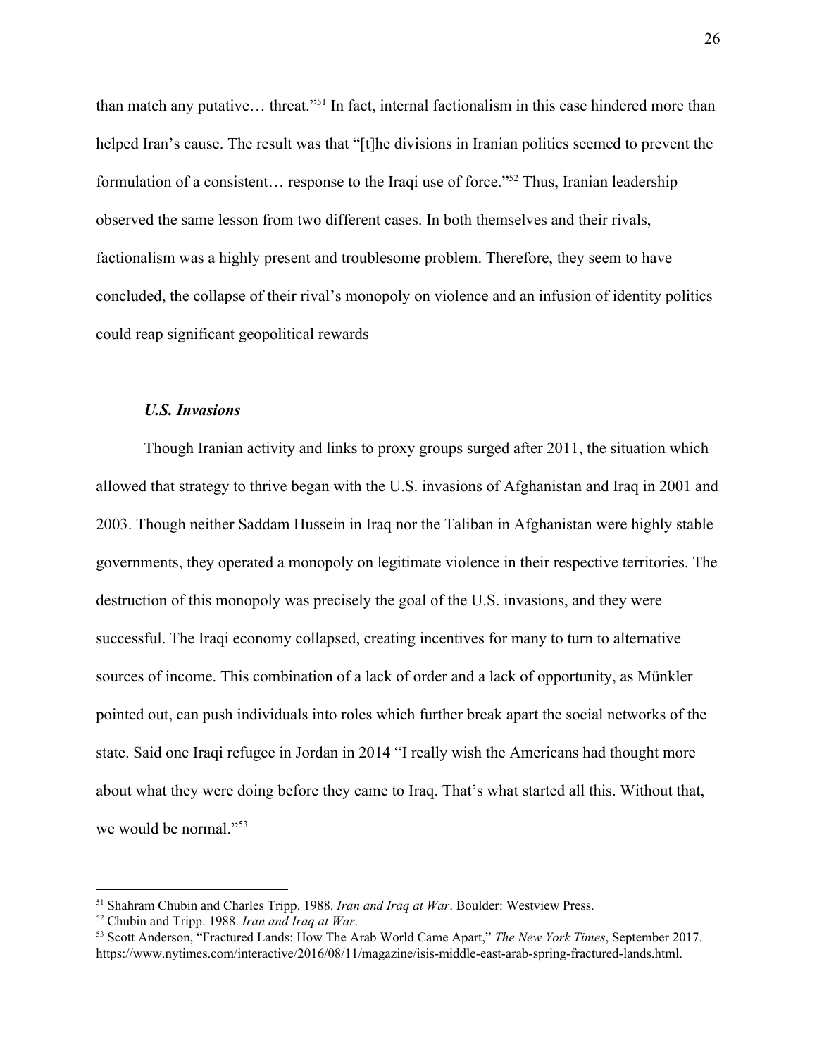than match any putative… threat."[51] In fact, internal factionalism in this case hindered more than helped Iran's cause. The result was that "[t]he divisions in Iranian politics seemed to prevent the formulation of a consistent… response to the Iraqi use of force."[52] Thus, Iranian leadership observed the same lesson from two different cases. In both themselves and their rivals, factionalism was a highly present and troublesome problem. Therefore, they seem to have concluded, the collapse of their rival's monopoly on violence and an infusion of identity politics could reap significant geopolitical rewards

### *U.S. Invasions*

Though Iranian activity and links to proxy groups surged after 2011, the situation which allowed that strategy to thrive began with the U.S. invasions of Afghanistan and Iraq in 2001 and 2003. Though neither Saddam Hussein in Iraq nor the Taliban in Afghanistan were highly stable governments, they operated a monopoly on legitimate violence in their respective territories. The destruction of this monopoly was precisely the goal of the U.S. invasions, and they were successful. The Iraqi economy collapsed, creating incentives for many to turn to alternative sources of income. This combination of a lack of order and a lack of opportunity, as Münkler pointed out, can push individuals into roles which further break apart the social networks of the state. Said one Iraqi refugee in Jordan in 2014 "I really wish the Americans had thought more about what they were doing before they came to Iraq. That's what started all this. Without that, we would be normal."[53]

---

[51] Shahram Chubin and Charles Tripp. 1988. *Iran and Iraq at War*. Boulder: Westview Press.

[52] Chubin and Tripp. 1988. *Iran and Iraq at War*.

[53] Scott Anderson, "Fractured Lands: How The Arab World Came Apart," *The New York Times*, September 2017. https://www.nytimes.com/interactive/2016/08/11/magazine/isis-middle-east-arab-spring-fractured-lands.html.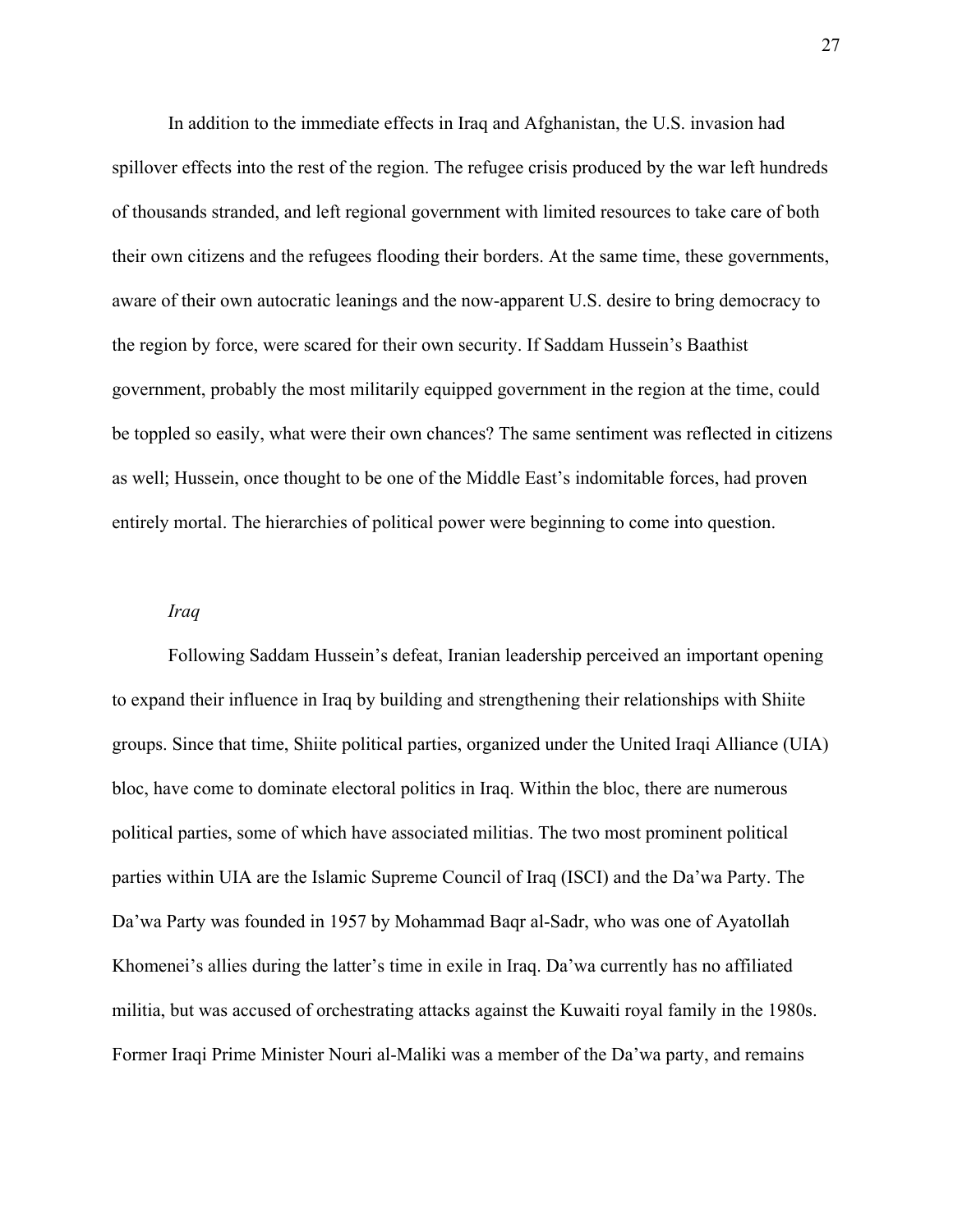In addition to the immediate effects in Iraq and Afghanistan, the U.S. invasion had spillover effects into the rest of the region. The refugee crisis produced by the war left hundreds of thousands stranded, and left regional government with limited resources to take care of both their own citizens and the refugees flooding their borders. At the same time, these governments, aware of their own autocratic leanings and the now-apparent U.S. desire to bring democracy to the region by force, were scared for their own security. If Saddam Hussein's Baathist government, probably the most militarily equipped government in the region at the time, could be toppled so easily, what were their own chances? The same sentiment was reflected in citizens as well; Hussein, once thought to be one of the Middle East's indomitable forces, had proven entirely mortal. The hierarchies of political power were beginning to come into question.

### *Iraq*

Following Saddam Hussein's defeat, Iranian leadership perceived an important opening to expand their influence in Iraq by building and strengthening their relationships with Shiite groups. Since that time, Shiite political parties, organized under the United Iraqi Alliance (UIA) bloc, have come to dominate electoral politics in Iraq. Within the bloc, there are numerous political parties, some of which have associated militias. The two most prominent political parties within UIA are the Islamic Supreme Council of Iraq (ISCI) and the Da'wa Party. The Da'wa Party was founded in 1957 by Mohammad Baqr al-Sadr, who was one of Ayatollah Khomenei's allies during the latter's time in exile in Iraq. Da'wa currently has no affiliated militia, but was accused of orchestrating attacks against the Kuwaiti royal family in the 1980s. Former Iraqi Prime Minister Nouri al-Maliki was a member of the Da'wa party, and remains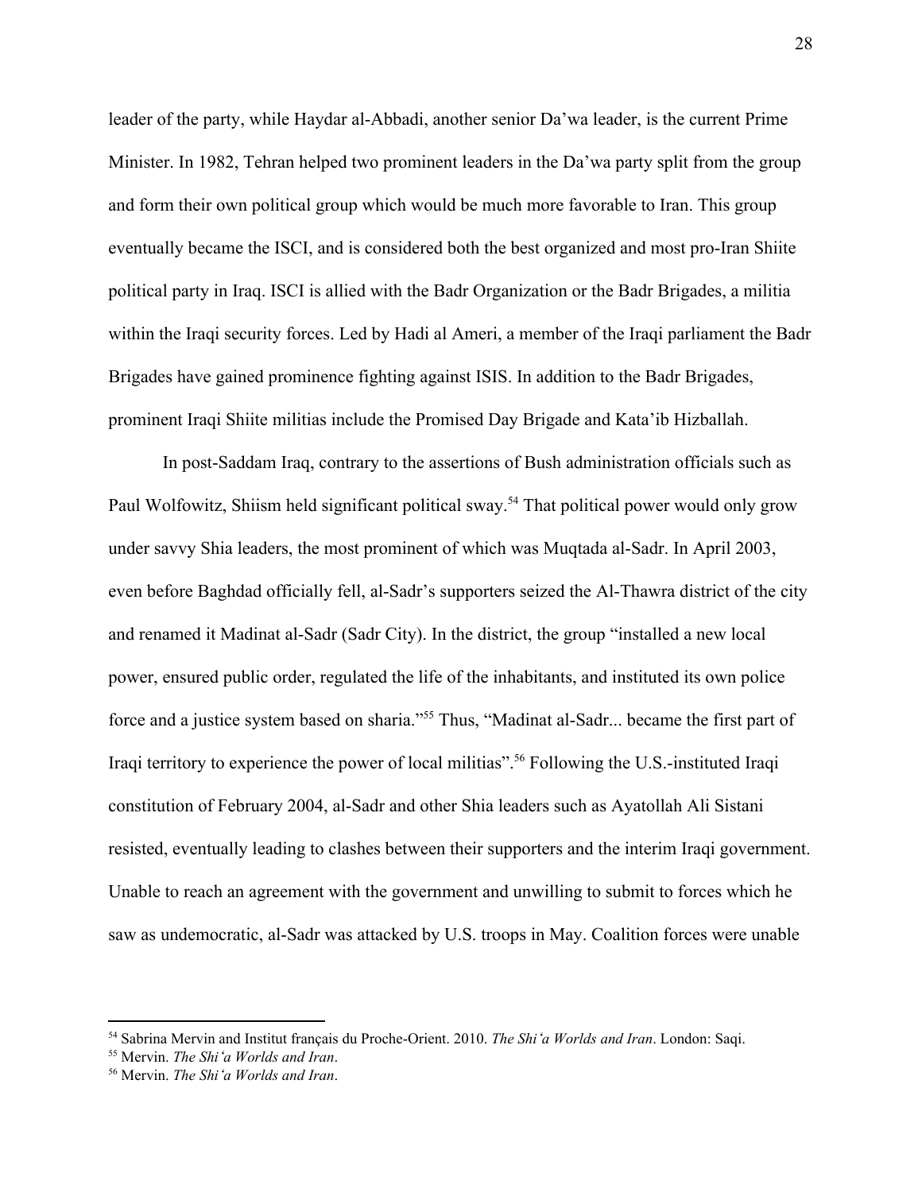leader of the party, while Haydar al-Abbadi, another senior Da'wa leader, is the current Prime Minister. In 1982, Tehran helped two prominent leaders in the Da'wa party split from the group and form their own political group which would be much more favorable to Iran. This group eventually became the ISCI, and is considered both the best organized and most pro-Iran Shiite political party in Iraq. ISCI is allied with the Badr Organization or the Badr Brigades, a militia within the Iraqi security forces. Led by Hadi al Ameri, a member of the Iraqi parliament the Badr Brigades have gained prominence fighting against ISIS. In addition to the Badr Brigades, prominent Iraqi Shiite militias include the Promised Day Brigade and Kata'ib Hizballah.

In post-Saddam Iraq, contrary to the assertions of Bush administration officials such as Paul Wolfowitz, Shiism held significant political sway.[54] That political power would only grow under savvy Shia leaders, the most prominent of which was Muqtada al-Sadr. In April 2003, even before Baghdad officially fell, al-Sadr's supporters seized the Al-Thawra district of the city and renamed it Madinat al-Sadr (Sadr City). In the district, the group "installed a new local power, ensured public order, regulated the life of the inhabitants, and instituted its own police force and a justice system based on sharia."[55] Thus, "Madinat al-Sadr... became the first part of Iraqi territory to experience the power of local militias".[56] Following the U.S.-instituted Iraqi constitution of February 2004, al-Sadr and other Shia leaders such as Ayatollah Ali Sistani resisted, eventually leading to clashes between their supporters and the interim Iraqi government. Unable to reach an agreement with the government and unwilling to submit to forces which he saw as undemocratic, al-Sadr was attacked by U.S. troops in May. Coalition forces were unable

---

[54] Sabrina Mervin and Institut français du Proche-Orient. 2010. *The Shiʻa Worlds and Iran*. London: Saqi.

[55] Mervin. *The Shiʻa Worlds and Iran*.

[56] Mervin. *The Shiʻa Worlds and Iran*.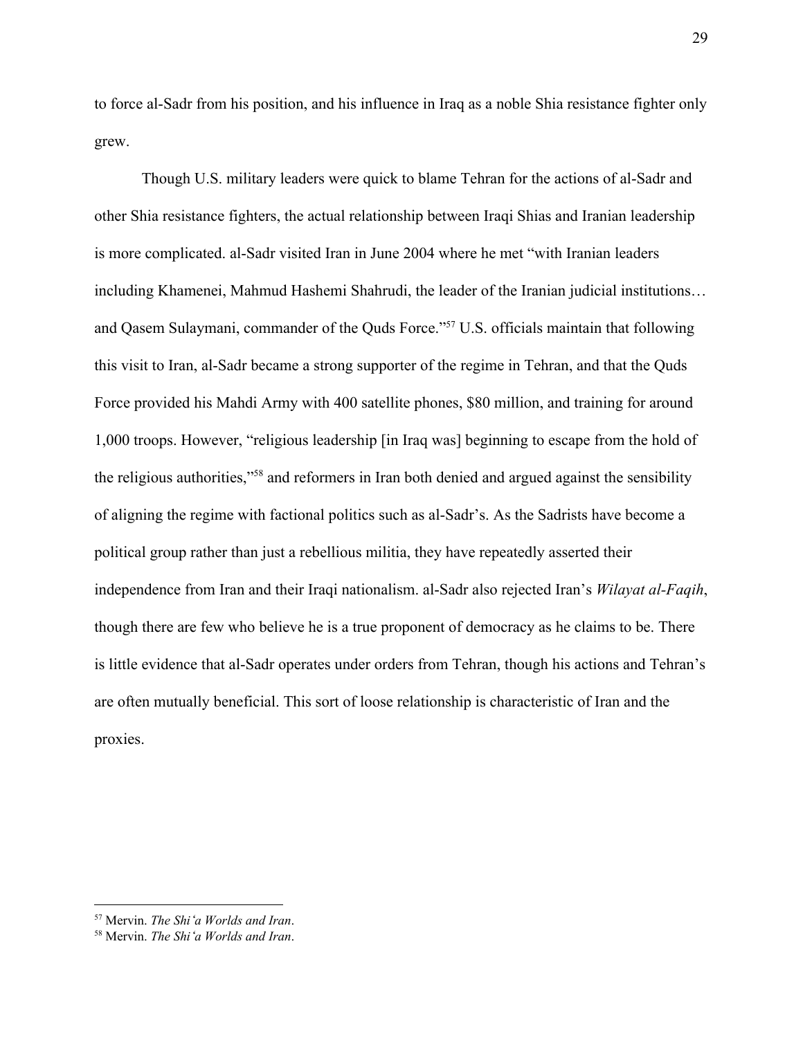to force al-Sadr from his position, and his influence in Iraq as a noble Shia resistance fighter only grew.

Though U.S. military leaders were quick to blame Tehran for the actions of al-Sadr and other Shia resistance fighters, the actual relationship between Iraqi Shias and Iranian leadership is more complicated. al-Sadr visited Iran in June 2004 where he met "with Iranian leaders including Khamenei, Mahmud Hashemi Shahrudi, the leader of the Iranian judicial institutions… and Qasem Sulaymani, commander of the Quds Force."[57] U.S. officials maintain that following this visit to Iran, al-Sadr became a strong supporter of the regime in Tehran, and that the Quds Force provided his Mahdi Army with 400 satellite phones, $80 million, and training for around 1,000 troops. However, "religious leadership [in Iraq was] beginning to escape from the hold of the religious authorities,"[58] and reformers in Iran both denied and argued against the sensibility of aligning the regime with factional politics such as al-Sadr's. As the Sadrists have become a political group rather than just a rebellious militia, they have repeatedly asserted their independence from Iran and their Iraqi nationalism. al-Sadr also rejected Iran's *Wilayat al-Faqih*, though there are few who believe he is a true proponent of democracy as he claims to be. There is little evidence that al-Sadr operates under orders from Tehran, though his actions and Tehran's are often mutually beneficial. This sort of loose relationship is characteristic of Iran and the proxies.

---

[57] Mervin. *The Shi'a Worlds and Iran*.

[58] Mervin. *The Shi'a Worlds and Iran*.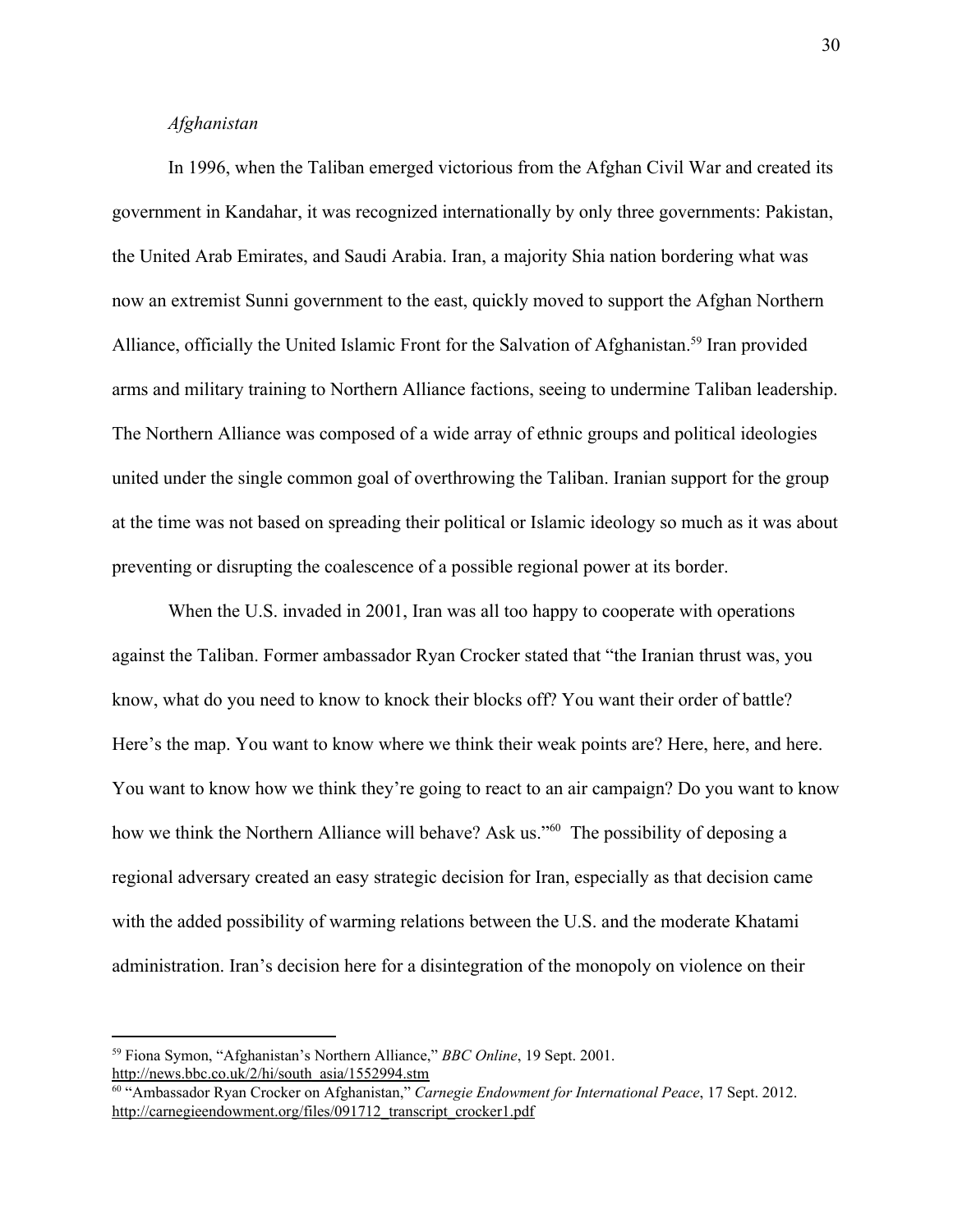*Afghanistan*

In 1996, when the Taliban emerged victorious from the Afghan Civil War and created its government in Kandahar, it was recognized internationally by only three governments: Pakistan, the United Arab Emirates, and Saudi Arabia. Iran, a majority Shia nation bordering what was now an extremist Sunni government to the east, quickly moved to support the Afghan Northern Alliance, officially the United Islamic Front for the Salvation of Afghanistan.[59] Iran provided arms and military training to Northern Alliance factions, seeing to undermine Taliban leadership. The Northern Alliance was composed of a wide array of ethnic groups and political ideologies united under the single common goal of overthrowing the Taliban. Iranian support for the group at the time was not based on spreading their political or Islamic ideology so much as it was about preventing or disrupting the coalescence of a possible regional power at its border.

When the U.S. invaded in 2001, Iran was all too happy to cooperate with operations against the Taliban. Former ambassador Ryan Crocker stated that "the Iranian thrust was, you know, what do you need to know to knock their blocks off? You want their order of battle? Here's the map. You want to know where we think their weak points are? Here, here, and here. You want to know how we think they're going to react to an air campaign? Do you want to know how we think the Northern Alliance will behave? Ask us."[60] The possibility of deposing a regional adversary created an easy strategic decision for Iran, especially as that decision came with the added possibility of warming relations between the U.S. and the moderate Khatami administration. Iran's decision here for a disintegration of the monopoly on violence on their

---

[59] Fiona Symon, "Afghanistan's Northern Alliance," *BBC Online*, 19 Sept. 2001. http://news.bbc.co.uk/2/hi/south_asia/1552994.stm

[60] "Ambassador Ryan Crocker on Afghanistan," *Carnegie Endowment for International Peace*, 17 Sept. 2012. http://carnegieendowment.org/files/091712_transcript_crocker1.pdf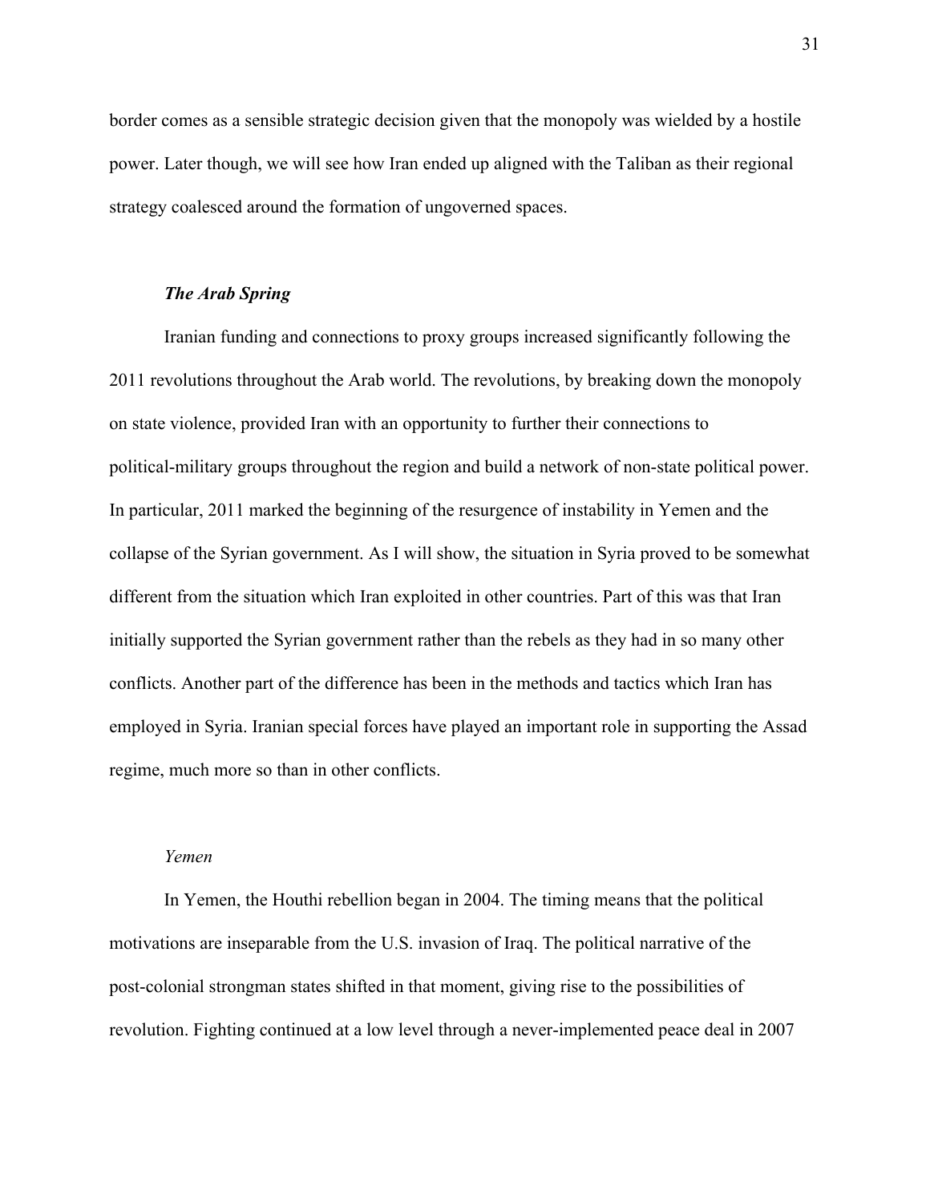border comes as a sensible strategic decision given that the monopoly was wielded by a hostile power. Later though, we will see how Iran ended up aligned with the Taliban as their regional strategy coalesced around the formation of ungoverned spaces.

### ***The Arab Spring***

Iranian funding and connections to proxy groups increased significantly following the 2011 revolutions throughout the Arab world. The revolutions, by breaking down the monopoly on state violence, provided Iran with an opportunity to further their connections to political-military groups throughout the region and build a network of non-state political power. In particular, 2011 marked the beginning of the resurgence of instability in Yemen and the collapse of the Syrian government. As I will show, the situation in Syria proved to be somewhat different from the situation which Iran exploited in other countries. Part of this was that Iran initially supported the Syrian government rather than the rebels as they had in so many other conflicts. Another part of the difference has been in the methods and tactics which Iran has employed in Syria. Iranian special forces have played an important role in supporting the Assad regime, much more so than in other conflicts.

#### *Yemen*

In Yemen, the Houthi rebellion began in 2004. The timing means that the political motivations are inseparable from the U.S. invasion of Iraq. The political narrative of the post-colonial strongman states shifted in that moment, giving rise to the possibilities of revolution. Fighting continued at a low level through a never-implemented peace deal in 2007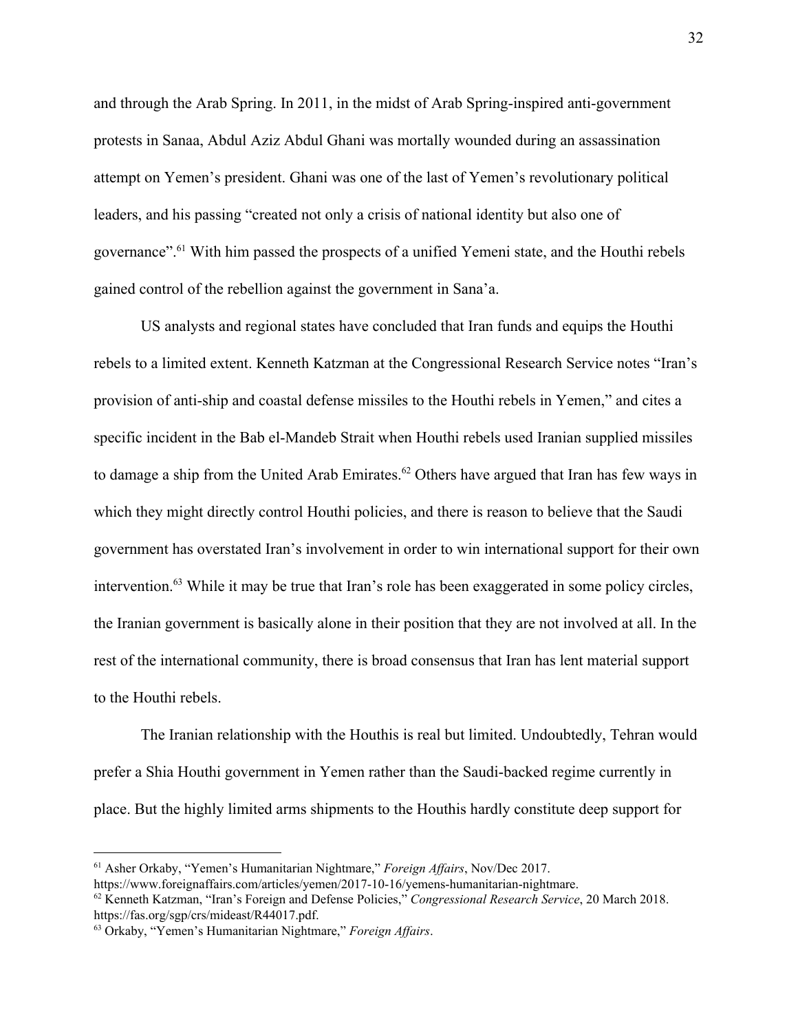and through the Arab Spring. In 2011, in the midst of Arab Spring-inspired anti-government protests in Sanaa, Abdul Aziz Abdul Ghani was mortally wounded during an assassination attempt on Yemen's president. Ghani was one of the last of Yemen's revolutionary political leaders, and his passing "created not only a crisis of national identity but also one of governance".[61] With him passed the prospects of a unified Yemeni state, and the Houthi rebels gained control of the rebellion against the government in Sana'a.

US analysts and regional states have concluded that Iran funds and equips the Houthi rebels to a limited extent. Kenneth Katzman at the Congressional Research Service notes "Iran's provision of anti-ship and coastal defense missiles to the Houthi rebels in Yemen," and cites a specific incident in the Bab el-Mandeb Strait when Houthi rebels used Iranian supplied missiles to damage a ship from the United Arab Emirates.[62] Others have argued that Iran has few ways in which they might directly control Houthi policies, and there is reason to believe that the Saudi government has overstated Iran's involvement in order to win international support for their own intervention.[63] While it may be true that Iran's role has been exaggerated in some policy circles, the Iranian government is basically alone in their position that they are not involved at all. In the rest of the international community, there is broad consensus that Iran has lent material support to the Houthi rebels.

The Iranian relationship with the Houthis is real but limited. Undoubtedly, Tehran would prefer a Shia Houthi government in Yemen rather than the Saudi-backed regime currently in place. But the highly limited arms shipments to the Houthis hardly constitute deep support for

---

[61] Asher Orkaby, "Yemen's Humanitarian Nightmare," *Foreign Affairs*, Nov/Dec 2017. https://www.foreignaffairs.com/articles/yemen/2017-10-16/yemens-humanitarian-nightmare.

[62] Kenneth Katzman, "Iran's Foreign and Defense Policies," *Congressional Research Service*, 20 March 2018. https://fas.org/sgp/crs/mideast/R44017.pdf.

[63] Orkaby, "Yemen's Humanitarian Nightmare," *Foreign Affairs*.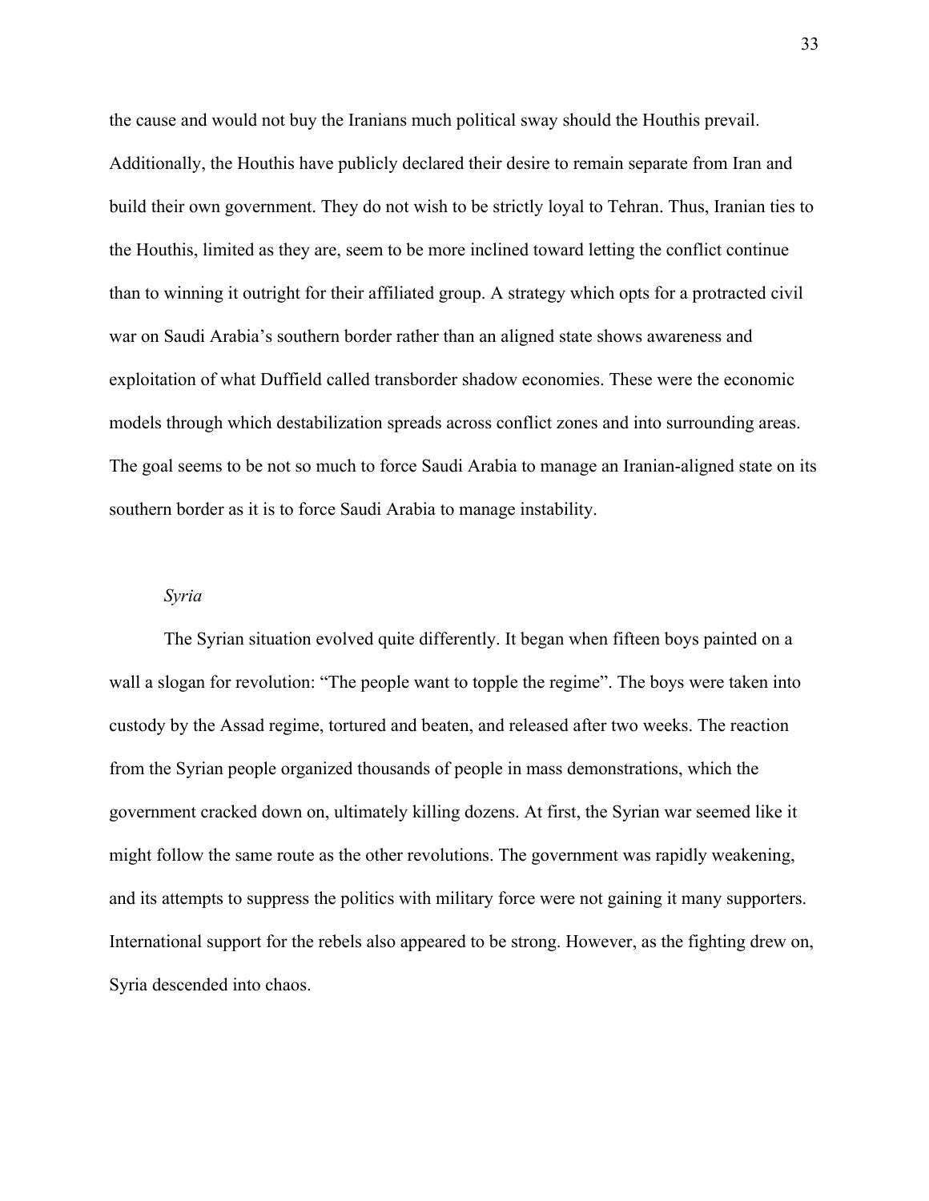the cause and would not buy the Iranians much political sway should the Houthis prevail. Additionally, the Houthis have publicly declared their desire to remain separate from Iran and build their own government. They do not wish to be strictly loyal to Tehran. Thus, Iranian ties to the Houthis, limited as they are, seem to be more inclined toward letting the conflict continue than to winning it outright for their affiliated group. A strategy which opts for a protracted civil war on Saudi Arabia's southern border rather than an aligned state shows awareness and exploitation of what Duffield called transborder shadow economies. These were the economic models through which destabilization spreads across conflict zones and into surrounding areas. The goal seems to be not so much to force Saudi Arabia to manage an Iranian-aligned state on its southern border as it is to force Saudi Arabia to manage instability.

### *Syria*

The Syrian situation evolved quite differently. It began when fifteen boys painted on a wall a slogan for revolution: "The people want to topple the regime". The boys were taken into custody by the Assad regime, tortured and beaten, and released after two weeks. The reaction from the Syrian people organized thousands of people in mass demonstrations, which the government cracked down on, ultimately killing dozens. At first, the Syrian war seemed like it might follow the same route as the other revolutions. The government was rapidly weakening, and its attempts to suppress the politics with military force were not gaining it many supporters. International support for the rebels also appeared to be strong. However, as the fighting drew on, Syria descended into chaos.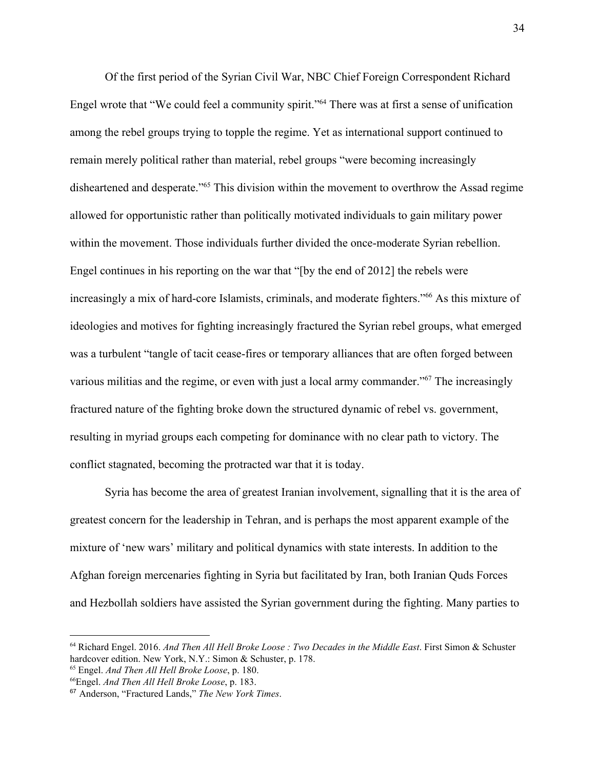Of the first period of the Syrian Civil War, NBC Chief Foreign Correspondent Richard Engel wrote that "We could feel a community spirit."[64] There was at first a sense of unification among the rebel groups trying to topple the regime. Yet as international support continued to remain merely political rather than material, rebel groups "were becoming increasingly disheartened and desperate."[65] This division within the movement to overthrow the Assad regime allowed for opportunistic rather than politically motivated individuals to gain military power within the movement. Those individuals further divided the once-moderate Syrian rebellion. Engel continues in his reporting on the war that "[by the end of 2012] the rebels were increasingly a mix of hard-core Islamists, criminals, and moderate fighters."[66] As this mixture of ideologies and motives for fighting increasingly fractured the Syrian rebel groups, what emerged was a turbulent "tangle of tacit cease-fires or temporary alliances that are often forged between various militias and the regime, or even with just a local army commander."[67] The increasingly fractured nature of the fighting broke down the structured dynamic of rebel vs. government, resulting in myriad groups each competing for dominance with no clear path to victory. The conflict stagnated, becoming the protracted war that it is today.

Syria has become the area of greatest Iranian involvement, signalling that it is the area of greatest concern for the leadership in Tehran, and is perhaps the most apparent example of the mixture of 'new wars' military and political dynamics with state interests. In addition to the Afghan foreign mercenaries fighting in Syria but facilitated by Iran, both Iranian Quds Forces and Hezbollah soldiers have assisted the Syrian government during the fighting. Many parties to

---

[64] Richard Engel. 2016. *And Then All Hell Broke Loose : Two Decades in the Middle East*. First Simon & Schuster hardcover edition. New York, N.Y.: Simon & Schuster, p. 178.

[65] Engel. *And Then All Hell Broke Loose*, p. 180.

[66] Engel. *And Then All Hell Broke Loose*, p. 183.

[67] Anderson, "Fractured Lands," *The New York Times*.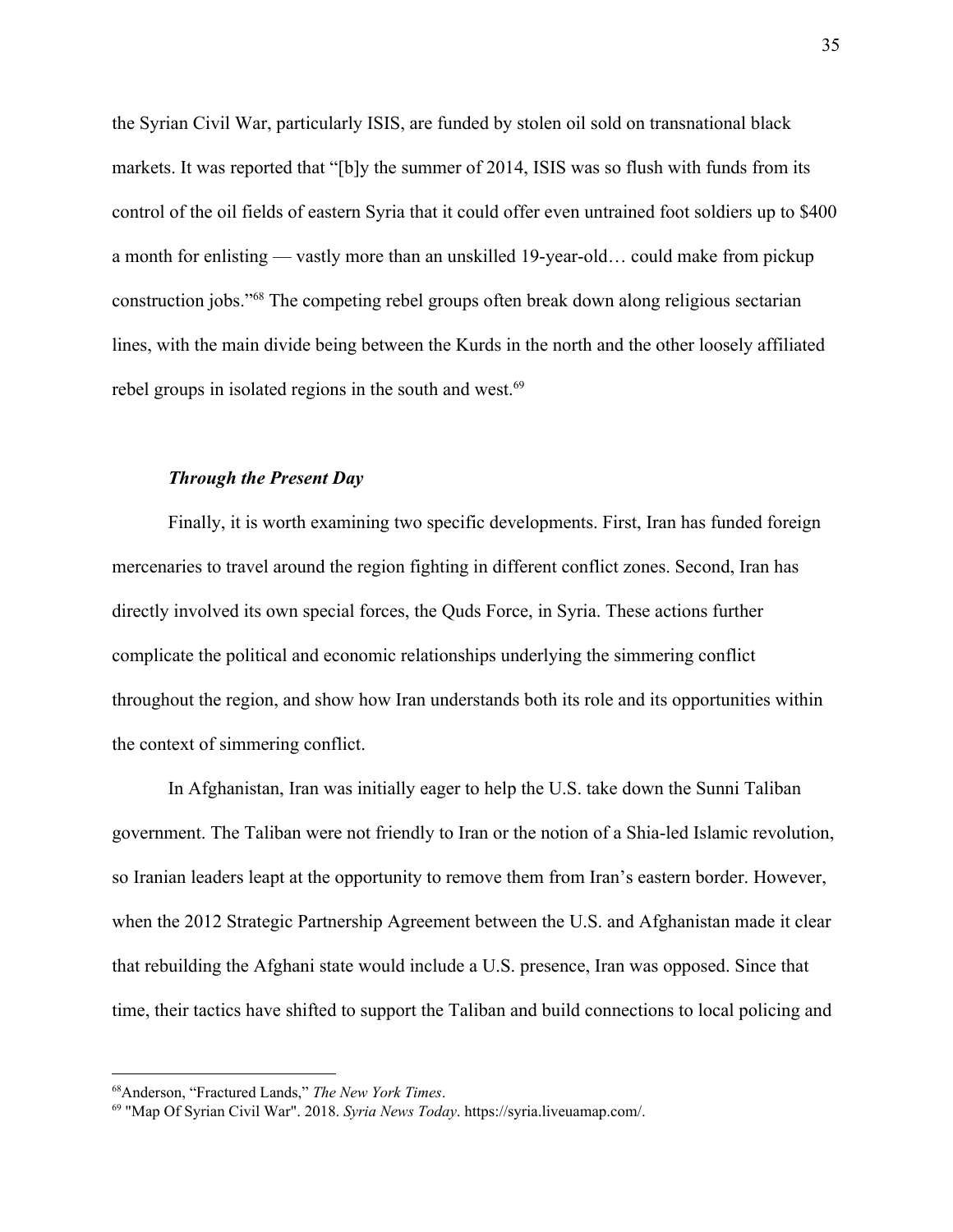the Syrian Civil War, particularly ISIS, are funded by stolen oil sold on transnational black markets. It was reported that "[b]y the summer of 2014, ISIS was so flush with funds from its control of the oil fields of eastern Syria that it could offer even untrained foot soldiers up to $400 a month for enlisting — vastly more than an unskilled 19-year-old… could make from pickup construction jobs."[68] The competing rebel groups often break down along religious sectarian lines, with the main divide being between the Kurds in the north and the other loosely affiliated rebel groups in isolated regions in the south and west.[69]

### *Through the Present Day*

Finally, it is worth examining two specific developments. First, Iran has funded foreign mercenaries to travel around the region fighting in different conflict zones. Second, Iran has directly involved its own special forces, the Quds Force, in Syria. These actions further complicate the political and economic relationships underlying the simmering conflict throughout the region, and show how Iran understands both its role and its opportunities within the context of simmering conflict.

In Afghanistan, Iran was initially eager to help the U.S. take down the Sunni Taliban government. The Taliban were not friendly to Iran or the notion of a Shia-led Islamic revolution, so Iranian leaders leapt at the opportunity to remove them from Iran's eastern border. However, when the 2012 Strategic Partnership Agreement between the U.S. and Afghanistan made it clear that rebuilding the Afghani state would include a U.S. presence, Iran was opposed. Since that time, their tactics have shifted to support the Taliban and build connections to local policing and

---

[68] Anderson, "Fractured Lands," *The New York Times*.

[69] "Map Of Syrian Civil War". 2018. *Syria News Today*. https://syria.liveuamap.com/.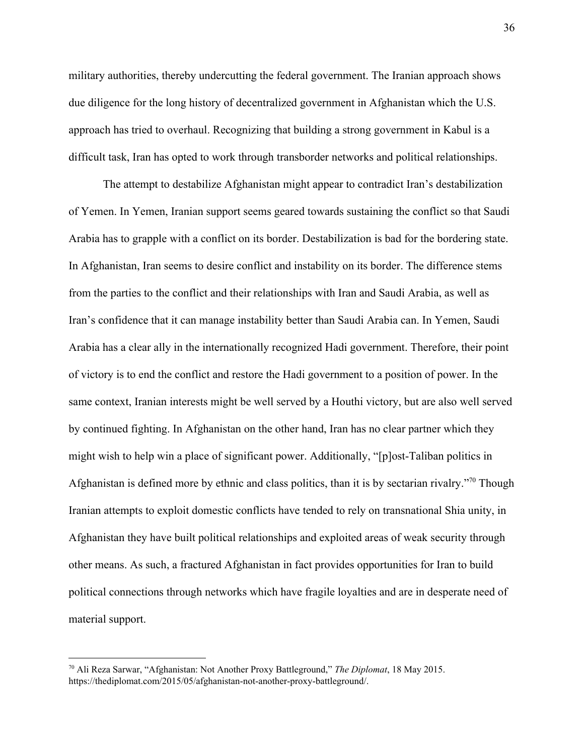military authorities, thereby undercutting the federal government. The Iranian approach shows due diligence for the long history of decentralized government in Afghanistan which the U.S. approach has tried to overhaul. Recognizing that building a strong government in Kabul is a difficult task, Iran has opted to work through transborder networks and political relationships.

The attempt to destabilize Afghanistan might appear to contradict Iran's destabilization of Yemen. In Yemen, Iranian support seems geared towards sustaining the conflict so that Saudi Arabia has to grapple with a conflict on its border. Destabilization is bad for the bordering state. In Afghanistan, Iran seems to desire conflict and instability on its border. The difference stems from the parties to the conflict and their relationships with Iran and Saudi Arabia, as well as Iran's confidence that it can manage instability better than Saudi Arabia can. In Yemen, Saudi Arabia has a clear ally in the internationally recognized Hadi government. Therefore, their point of victory is to end the conflict and restore the Hadi government to a position of power. In the same context, Iranian interests might be well served by a Houthi victory, but are also well served by continued fighting. In Afghanistan on the other hand, Iran has no clear partner which they might wish to help win a place of significant power. Additionally, "[p]ost-Taliban politics in Afghanistan is defined more by ethnic and class politics, than it is by sectarian rivalry."[70] Though Iranian attempts to exploit domestic conflicts have tended to rely on transnational Shia unity, in Afghanistan they have built political relationships and exploited areas of weak security through other means. As such, a fractured Afghanistan in fact provides opportunities for Iran to build political connections through networks which have fragile loyalties and are in desperate need of material support.

---

[70] Ali Reza Sarwar, "Afghanistan: Not Another Proxy Battleground," *The Diplomat*, 18 May 2015. https://thediplomat.com/2015/05/afghanistan-not-another-proxy-battleground/.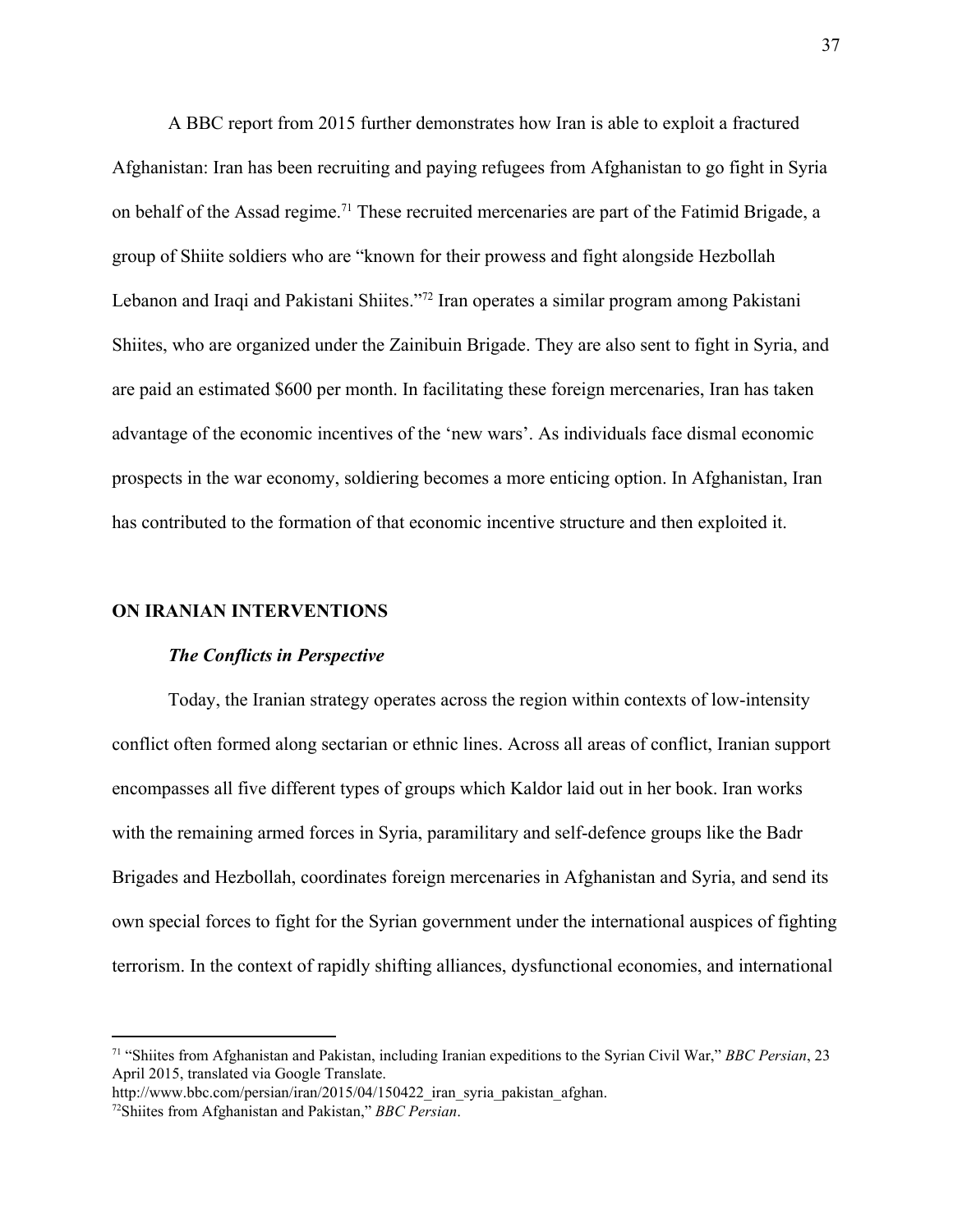A BBC report from 2015 further demonstrates how Iran is able to exploit a fractured Afghanistan: Iran has been recruiting and paying refugees from Afghanistan to go fight in Syria on behalf of the Assad regime.[71] These recruited mercenaries are part of the Fatimid Brigade, a group of Shiite soldiers who are "known for their prowess and fight alongside Hezbollah Lebanon and Iraqi and Pakistani Shiites."[72] Iran operates a similar program among Pakistani Shiites, who are organized under the Zainibuin Brigade. They are also sent to fight in Syria, and are paid an estimated $600 per month. In facilitating these foreign mercenaries, Iran has taken advantage of the economic incentives of the 'new wars'. As individuals face dismal economic prospects in the war economy, soldiering becomes a more enticing option. In Afghanistan, Iran has contributed to the formation of that economic incentive structure and then exploited it.

## ON IRANIAN INTERVENTIONS

### *The Conflicts in Perspective*

Today, the Iranian strategy operates across the region within contexts of low-intensity conflict often formed along sectarian or ethnic lines. Across all areas of conflict, Iranian support encompasses all five different types of groups which Kaldor laid out in her book. Iran works with the remaining armed forces in Syria, paramilitary and self-defence groups like the Badr Brigades and Hezbollah, coordinates foreign mercenaries in Afghanistan and Syria, and send its own special forces to fight for the Syrian government under the international auspices of fighting terrorism. In the context of rapidly shifting alliances, dysfunctional economies, and international

---

[71] "Shiites from Afghanistan and Pakistan, including Iranian expeditions to the Syrian Civil War," *BBC Persian*, 23 April 2015, translated via Google Translate. http://www.bbc.com/persian/iran/2015/04/150422_iran_syria_pakistan_afghan.

[72] Shiites from Afghanistan and Pakistan," *BBC Persian*.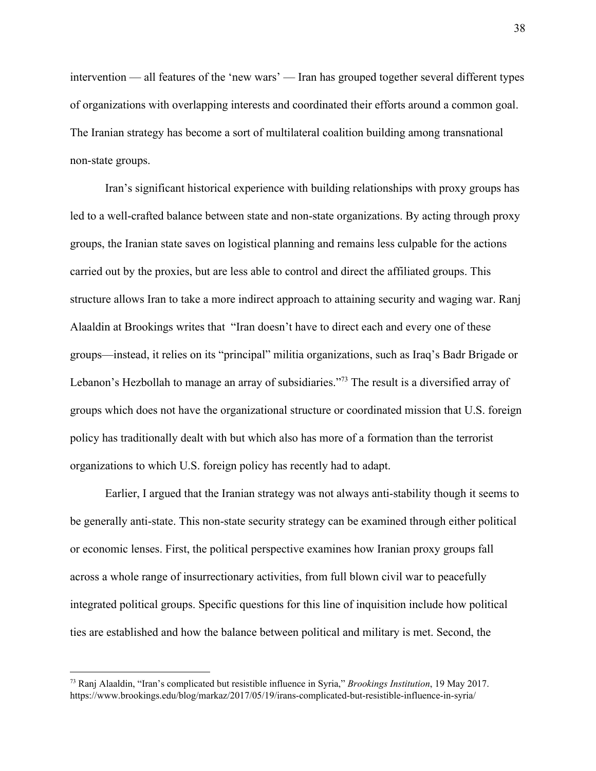intervention — all features of the 'new wars' — Iran has grouped together several different types of organizations with overlapping interests and coordinated their efforts around a common goal. The Iranian strategy has become a sort of multilateral coalition building among transnational non-state groups.

Iran's significant historical experience with building relationships with proxy groups has led to a well-crafted balance between state and non-state organizations. By acting through proxy groups, the Iranian state saves on logistical planning and remains less culpable for the actions carried out by the proxies, but are less able to control and direct the affiliated groups. This structure allows Iran to take a more indirect approach to attaining security and waging war. Ranj Alaaldin at Brookings writes that "Iran doesn't have to direct each and every one of these groups—instead, it relies on its "principal" militia organizations, such as Iraq's Badr Brigade or Lebanon's Hezbollah to manage an array of subsidiaries."[73] The result is a diversified array of groups which does not have the organizational structure or coordinated mission that U.S. foreign policy has traditionally dealt with but which also has more of a formation than the terrorist organizations to which U.S. foreign policy has recently had to adapt.

Earlier, I argued that the Iranian strategy was not always anti-stability though it seems to be generally anti-state. This non-state security strategy can be examined through either political or economic lenses. First, the political perspective examines how Iranian proxy groups fall across a whole range of insurrectionary activities, from full blown civil war to peacefully integrated political groups. Specific questions for this line of inquisition include how political ties are established and how the balance between political and military is met. Second, the

---

[73] Ranj Alaaldin, "Iran's complicated but resistible influence in Syria," *Brookings Institution*, 19 May 2017. https://www.brookings.edu/blog/markaz/2017/05/19/irans-complicated-but-resistible-influence-in-syria/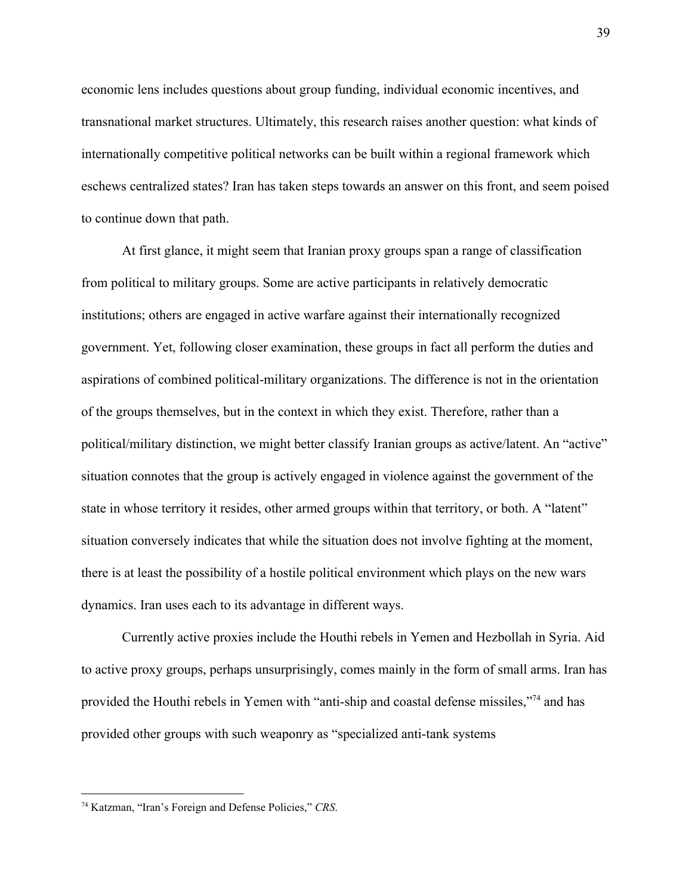economic lens includes questions about group funding, individual economic incentives, and transnational market structures. Ultimately, this research raises another question: what kinds of internationally competitive political networks can be built within a regional framework which eschews centralized states? Iran has taken steps towards an answer on this front, and seem poised to continue down that path.

At first glance, it might seem that Iranian proxy groups span a range of classification from political to military groups. Some are active participants in relatively democratic institutions; others are engaged in active warfare against their internationally recognized government. Yet, following closer examination, these groups in fact all perform the duties and aspirations of combined political-military organizations. The difference is not in the orientation of the groups themselves, but in the context in which they exist. Therefore, rather than a political/military distinction, we might better classify Iranian groups as active/latent. An "active" situation connotes that the group is actively engaged in violence against the government of the state in whose territory it resides, other armed groups within that territory, or both. A "latent" situation conversely indicates that while the situation does not involve fighting at the moment, there is at least the possibility of a hostile political environment which plays on the new wars dynamics. Iran uses each to its advantage in different ways.

Currently active proxies include the Houthi rebels in Yemen and Hezbollah in Syria. Aid to active proxy groups, perhaps unsurprisingly, comes mainly in the form of small arms. Iran has provided the Houthi rebels in Yemen with "anti-ship and coastal defense missiles,"[74] and has provided other groups with such weaponry as "specialized anti-tank systems

[74] Katzman, "Iran's Foreign and Defense Policies," *CRS*.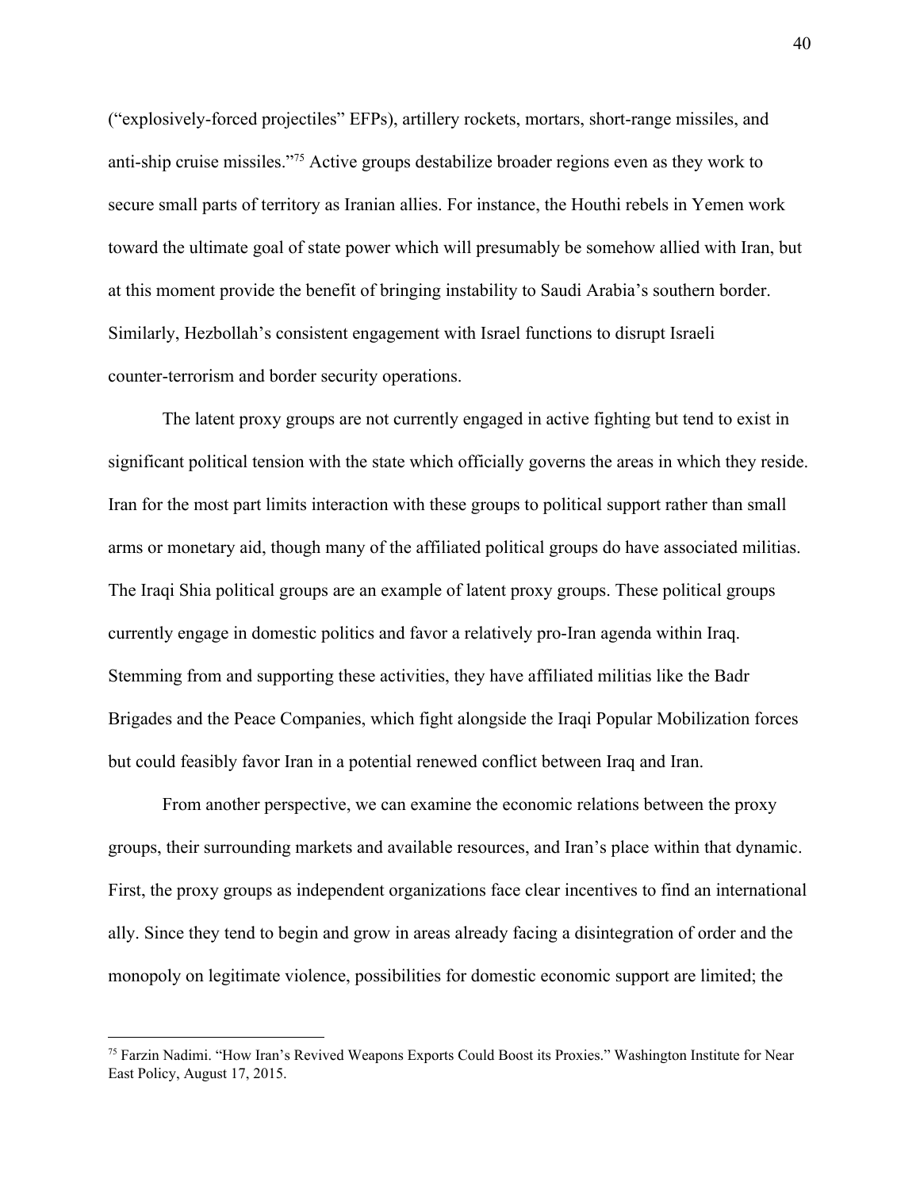("explosively-forced projectiles" EFPs), artillery rockets, mortars, short-range missiles, and anti-ship cruise missiles."[75] Active groups destabilize broader regions even as they work to secure small parts of territory as Iranian allies. For instance, the Houthi rebels in Yemen work toward the ultimate goal of state power which will presumably be somehow allied with Iran, but at this moment provide the benefit of bringing instability to Saudi Arabia's southern border. Similarly, Hezbollah's consistent engagement with Israel functions to disrupt Israeli counter-terrorism and border security operations.

The latent proxy groups are not currently engaged in active fighting but tend to exist in significant political tension with the state which officially governs the areas in which they reside. Iran for the most part limits interaction with these groups to political support rather than small arms or monetary aid, though many of the affiliated political groups do have associated militias. The Iraqi Shia political groups are an example of latent proxy groups. These political groups currently engage in domestic politics and favor a relatively pro-Iran agenda within Iraq. Stemming from and supporting these activities, they have affiliated militias like the Badr Brigades and the Peace Companies, which fight alongside the Iraqi Popular Mobilization forces but could feasibly favor Iran in a potential renewed conflict between Iraq and Iran.

From another perspective, we can examine the economic relations between the proxy groups, their surrounding markets and available resources, and Iran's place within that dynamic. First, the proxy groups as independent organizations face clear incentives to find an international ally. Since they tend to begin and grow in areas already facing a disintegration of order and the monopoly on legitimate violence, possibilities for domestic economic support are limited; the

---

[75] Farzin Nadimi. "How Iran's Revived Weapons Exports Could Boost its Proxies." Washington Institute for Near East Policy, August 17, 2015.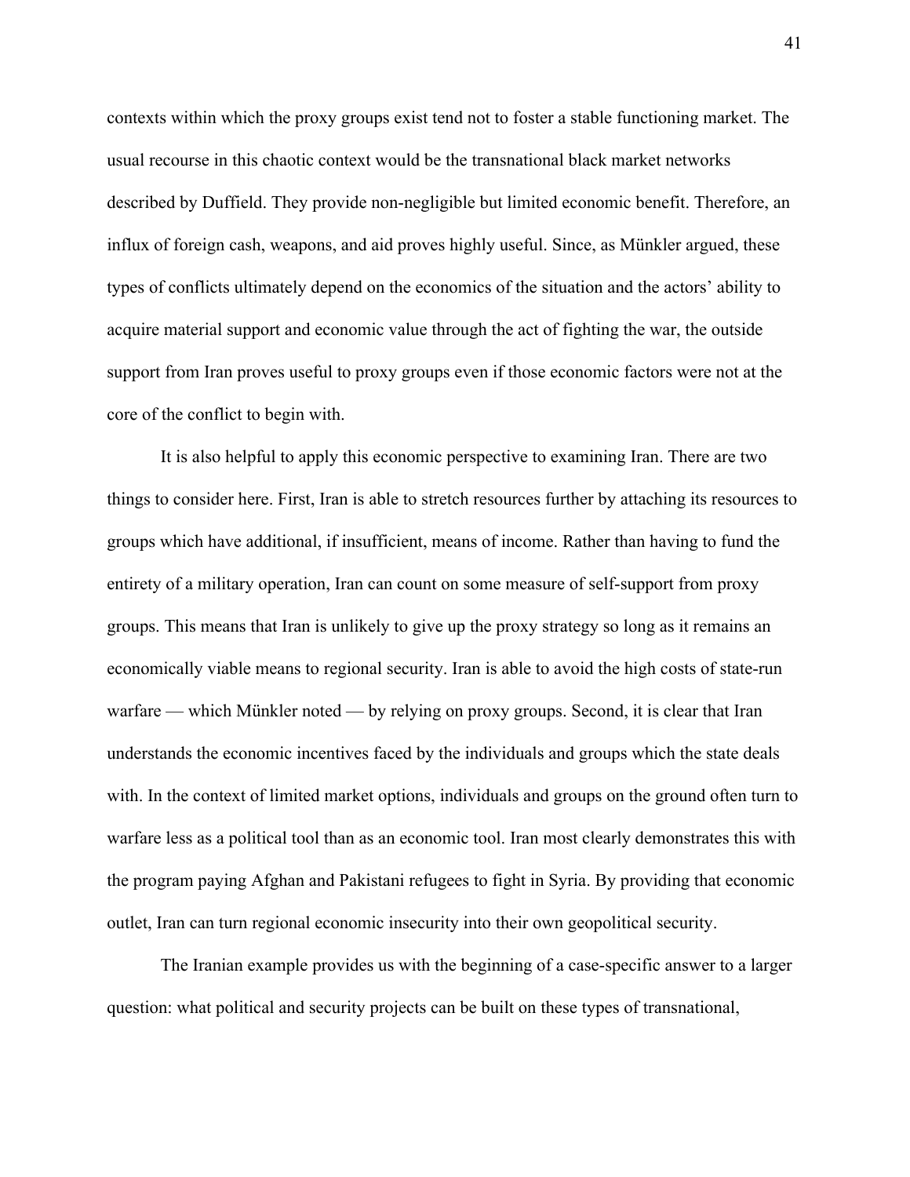contexts within which the proxy groups exist tend not to foster a stable functioning market. The usual recourse in this chaotic context would be the transnational black market networks described by Duffield. They provide non-negligible but limited economic benefit. Therefore, an influx of foreign cash, weapons, and aid proves highly useful. Since, as Münkler argued, these types of conflicts ultimately depend on the economics of the situation and the actors' ability to acquire material support and economic value through the act of fighting the war, the outside support from Iran proves useful to proxy groups even if those economic factors were not at the core of the conflict to begin with.

It is also helpful to apply this economic perspective to examining Iran. There are two things to consider here. First, Iran is able to stretch resources further by attaching its resources to groups which have additional, if insufficient, means of income. Rather than having to fund the entirety of a military operation, Iran can count on some measure of self-support from proxy groups. This means that Iran is unlikely to give up the proxy strategy so long as it remains an economically viable means to regional security. Iran is able to avoid the high costs of state-run warfare — which Münkler noted — by relying on proxy groups. Second, it is clear that Iran understands the economic incentives faced by the individuals and groups which the state deals with. In the context of limited market options, individuals and groups on the ground often turn to warfare less as a political tool than as an economic tool. Iran most clearly demonstrates this with the program paying Afghan and Pakistani refugees to fight in Syria. By providing that economic outlet, Iran can turn regional economic insecurity into their own geopolitical security.

The Iranian example provides us with the beginning of a case-specific answer to a larger question: what political and security projects can be built on these types of transnational,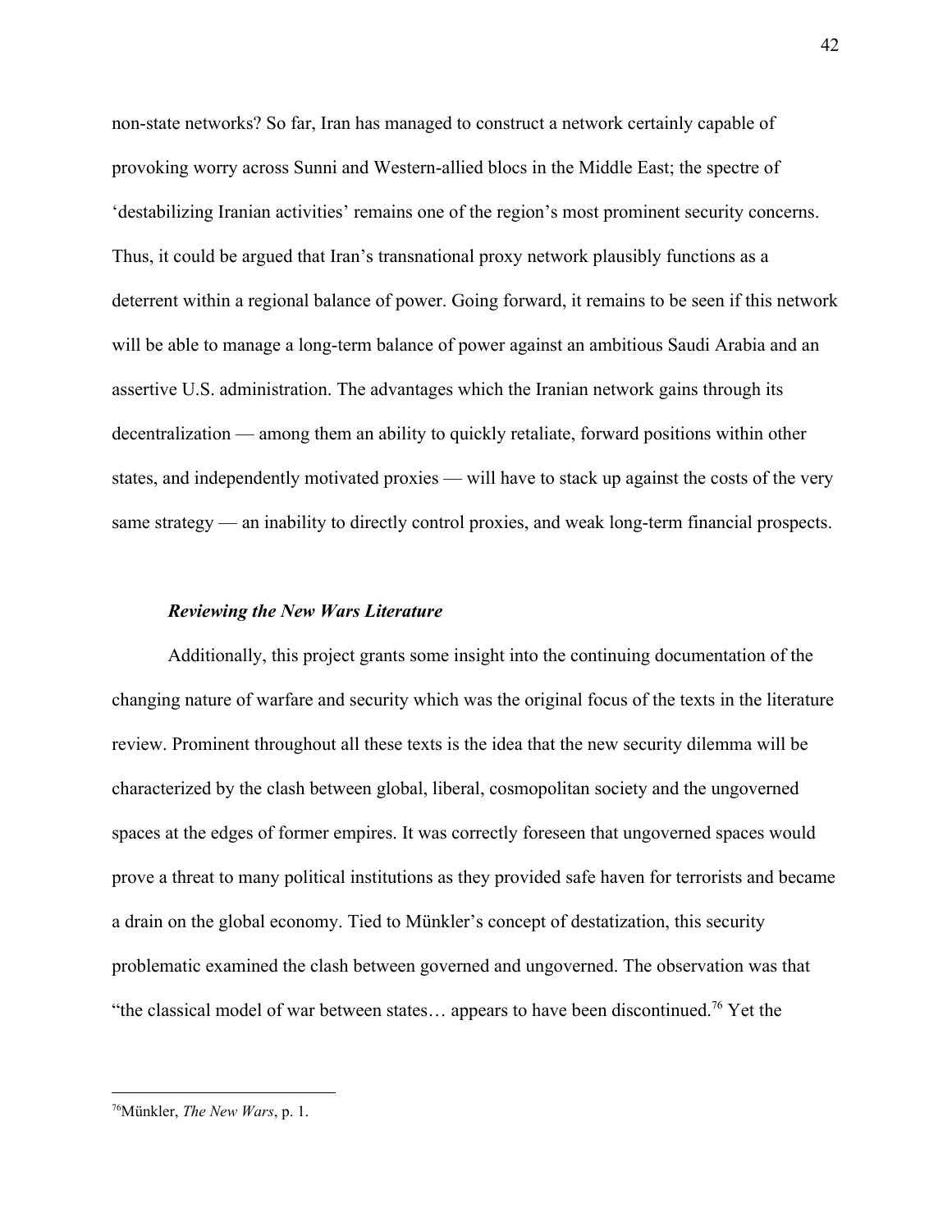non-state networks? So far, Iran has managed to construct a network certainly capable of provoking worry across Sunni and Western-allied blocs in the Middle East; the spectre of 'destabilizing Iranian activities' remains one of the region's most prominent security concerns. Thus, it could be argued that Iran's transnational proxy network plausibly functions as a deterrent within a regional balance of power. Going forward, it remains to be seen if this network will be able to manage a long-term balance of power against an ambitious Saudi Arabia and an assertive U.S. administration. The advantages which the Iranian network gains through its decentralization — among them an ability to quickly retaliate, forward positions within other states, and independently motivated proxies — will have to stack up against the costs of the very same strategy — an inability to directly control proxies, and weak long-term financial prospects.

### *Reviewing the New Wars Literature*

Additionally, this project grants some insight into the continuing documentation of the changing nature of warfare and security which was the original focus of the texts in the literature review. Prominent throughout all these texts is the idea that the new security dilemma will be characterized by the clash between global, liberal, cosmopolitan society and the ungoverned spaces at the edges of former empires. It was correctly foreseen that ungoverned spaces would prove a threat to many political institutions as they provided safe haven for terrorists and became a drain on the global economy. Tied to Münkler's concept of destatization, this security problematic examined the clash between governed and ungoverned. The observation was that "the classical model of war between states… appears to have been discontinued.[76] Yet the

---

[76] Münkler, *The New Wars*, p. 1.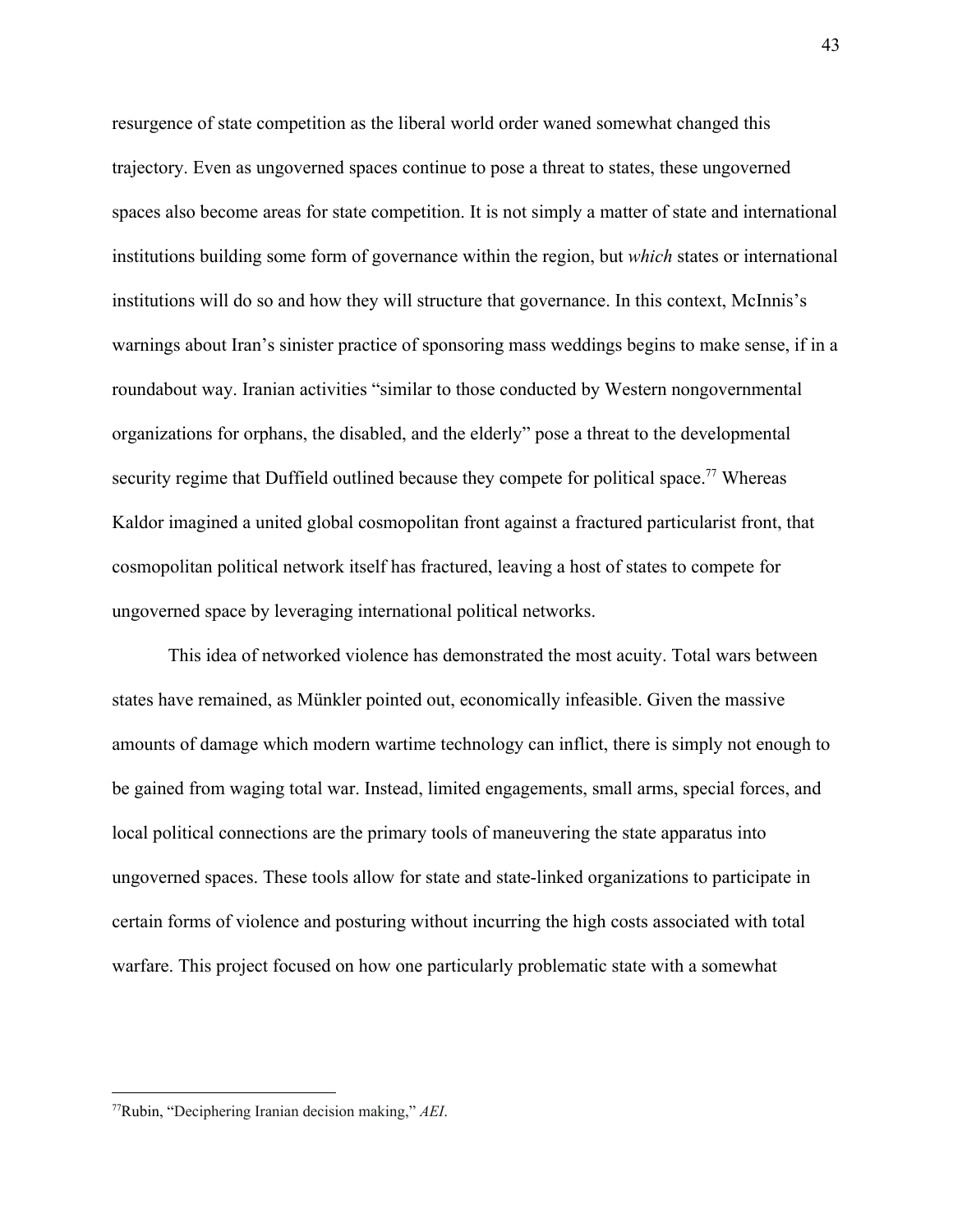resurgence of state competition as the liberal world order waned somewhat changed this trajectory. Even as ungoverned spaces continue to pose a threat to states, these ungoverned spaces also become areas for state competition. It is not simply a matter of state and international institutions building some form of governance within the region, but *which* states or international institutions will do so and how they will structure that governance. In this context, McInnis's warnings about Iran's sinister practice of sponsoring mass weddings begins to make sense, if in a roundabout way. Iranian activities "similar to those conducted by Western nongovernmental organizations for orphans, the disabled, and the elderly" pose a threat to the developmental security regime that Duffield outlined because they compete for political space.[77] Whereas Kaldor imagined a united global cosmopolitan front against a fractured particularist front, that cosmopolitan political network itself has fractured, leaving a host of states to compete for ungoverned space by leveraging international political networks.

This idea of networked violence has demonstrated the most acuity. Total wars between states have remained, as Münkler pointed out, economically infeasible. Given the massive amounts of damage which modern wartime technology can inflict, there is simply not enough to be gained from waging total war. Instead, limited engagements, small arms, special forces, and local political connections are the primary tools of maneuvering the state apparatus into ungoverned spaces. These tools allow for state and state-linked organizations to participate in certain forms of violence and posturing without incurring the high costs associated with total warfare. This project focused on how one particularly problematic state with a somewhat

---

[77] Rubin, "Deciphering Iranian decision making," *AEI*.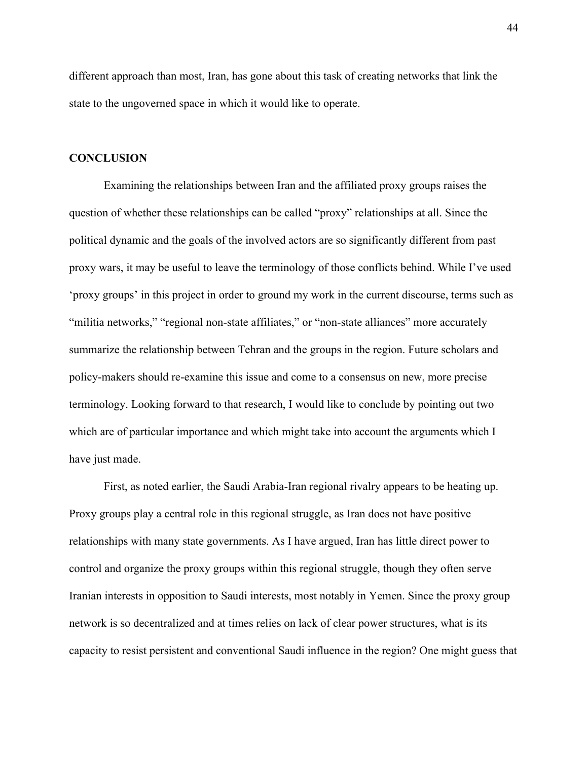different approach than most, Iran, has gone about this task of creating networks that link the state to the ungoverned space in which it would like to operate.

## CONCLUSION

Examining the relationships between Iran and the affiliated proxy groups raises the question of whether these relationships can be called "proxy" relationships at all. Since the political dynamic and the goals of the involved actors are so significantly different from past proxy wars, it may be useful to leave the terminology of those conflicts behind. While I've used 'proxy groups' in this project in order to ground my work in the current discourse, terms such as "militia networks," "regional non-state affiliates," or "non-state alliances" more accurately summarize the relationship between Tehran and the groups in the region. Future scholars and policy-makers should re-examine this issue and come to a consensus on new, more precise terminology. Looking forward to that research, I would like to conclude by pointing out two which are of particular importance and which might take into account the arguments which I have just made.

First, as noted earlier, the Saudi Arabia-Iran regional rivalry appears to be heating up. Proxy groups play a central role in this regional struggle, as Iran does not have positive relationships with many state governments. As I have argued, Iran has little direct power to control and organize the proxy groups within this regional struggle, though they often serve Iranian interests in opposition to Saudi interests, most notably in Yemen. Since the proxy group network is so decentralized and at times relies on lack of clear power structures, what is its capacity to resist persistent and conventional Saudi influence in the region? One might guess that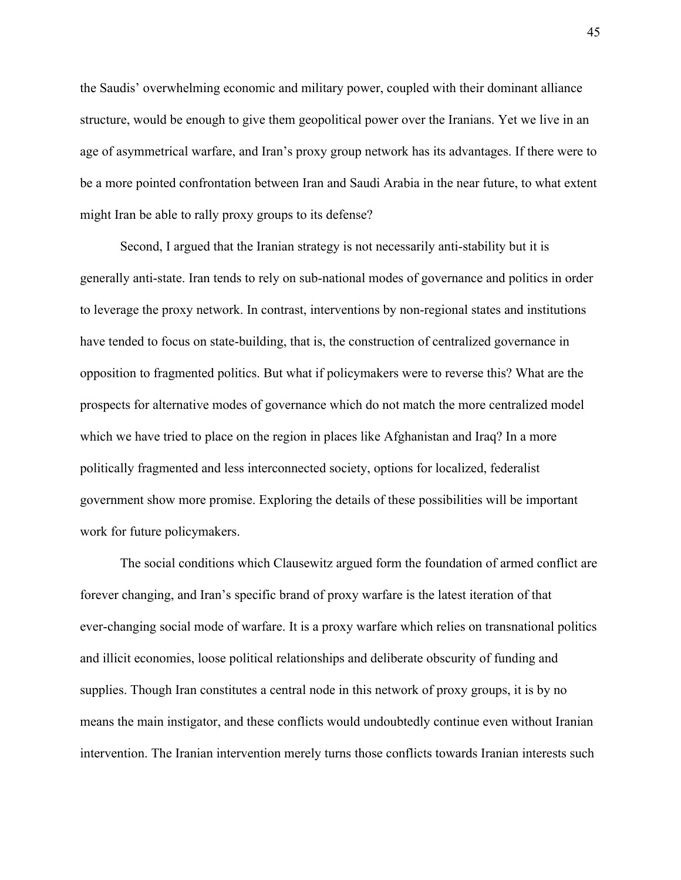the Saudis' overwhelming economic and military power, coupled with their dominant alliance structure, would be enough to give them geopolitical power over the Iranians. Yet we live in an age of asymmetrical warfare, and Iran's proxy group network has its advantages. If there were to be a more pointed confrontation between Iran and Saudi Arabia in the near future, to what extent might Iran be able to rally proxy groups to its defense?

Second, I argued that the Iranian strategy is not necessarily anti-stability but it is generally anti-state. Iran tends to rely on sub-national modes of governance and politics in order to leverage the proxy network. In contrast, interventions by non-regional states and institutions have tended to focus on state-building, that is, the construction of centralized governance in opposition to fragmented politics. But what if policymakers were to reverse this? What are the prospects for alternative modes of governance which do not match the more centralized model which we have tried to place on the region in places like Afghanistan and Iraq? In a more politically fragmented and less interconnected society, options for localized, federalist government show more promise. Exploring the details of these possibilities will be important work for future policymakers.

The social conditions which Clausewitz argued form the foundation of armed conflict are forever changing, and Iran's specific brand of proxy warfare is the latest iteration of that ever-changing social mode of warfare. It is a proxy warfare which relies on transnational politics and illicit economies, loose political relationships and deliberate obscurity of funding and supplies. Though Iran constitutes a central node in this network of proxy groups, it is by no means the main instigator, and these conflicts would undoubtedly continue even without Iranian intervention. The Iranian intervention merely turns those conflicts towards Iranian interests such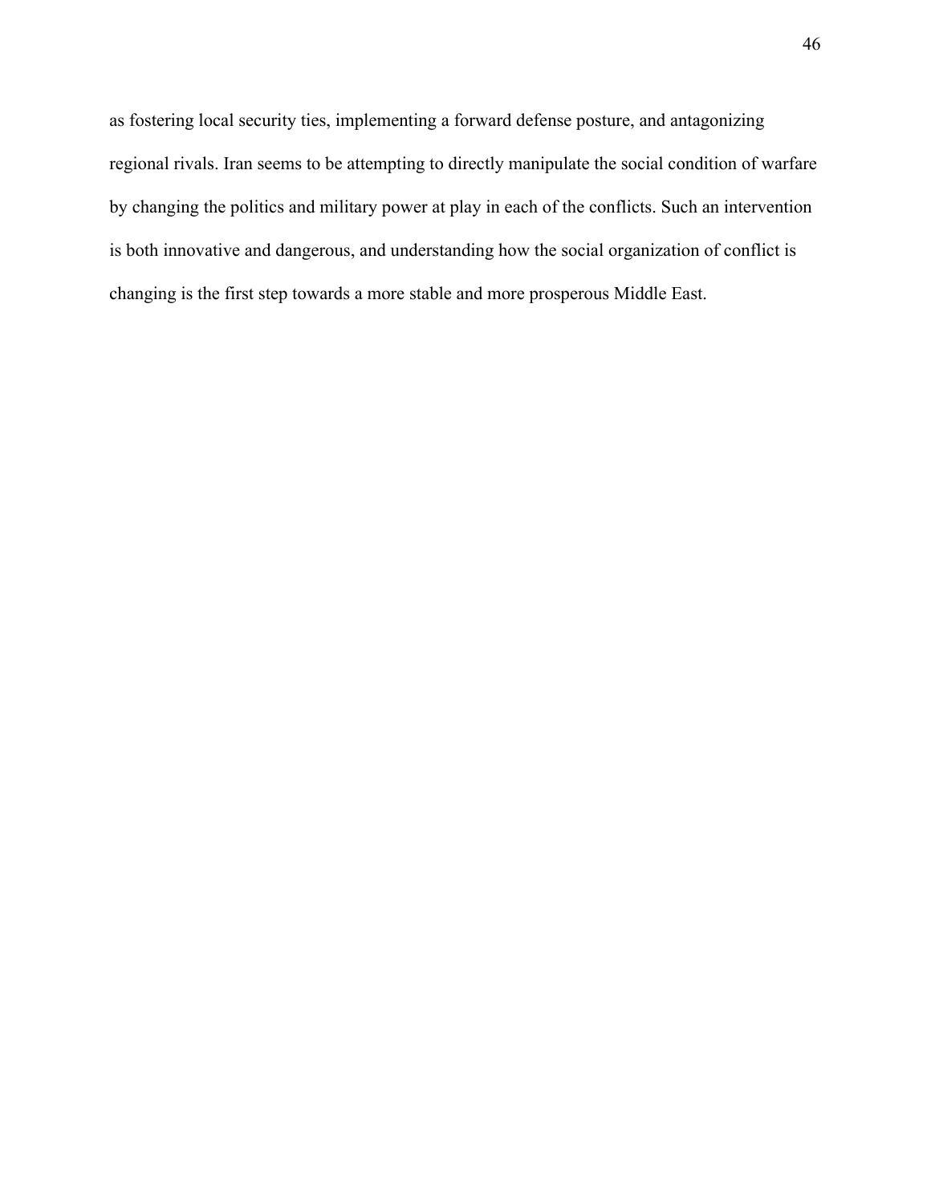as fostering local security ties, implementing a forward defense posture, and antagonizing regional rivals. Iran seems to be attempting to directly manipulate the social condition of warfare by changing the politics and military power at play in each of the conflicts. Such an intervention is both innovative and dangerous, and understanding how the social organization of conflict is changing is the first step towards a more stable and more prosperous Middle East.